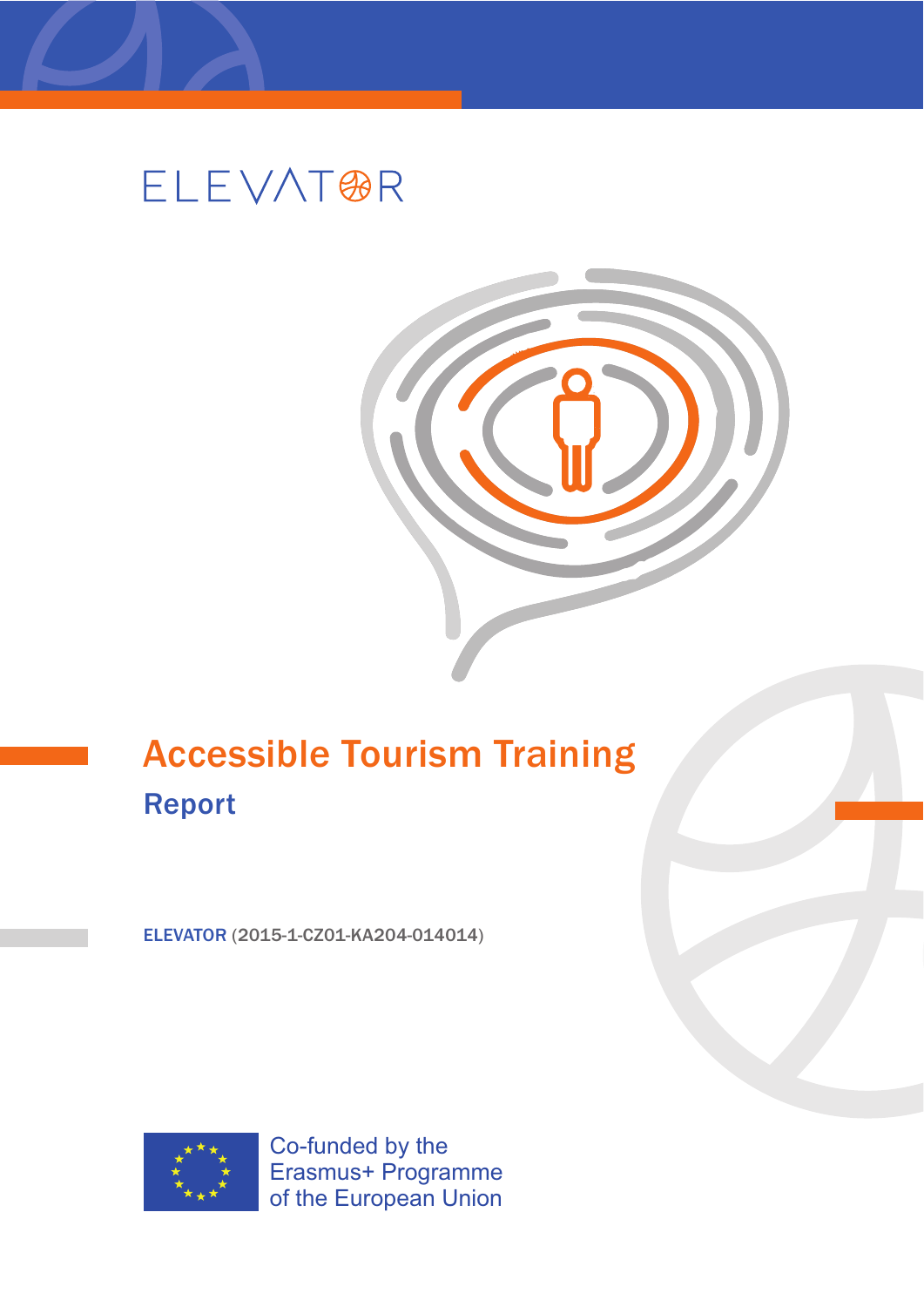ELEVATOR

# Accessible Tourism Training

## Report

ELEVATOR (2015-1-CZ01-KA204-014014)

Co-funded by the Erasmus+ Programme of the European Union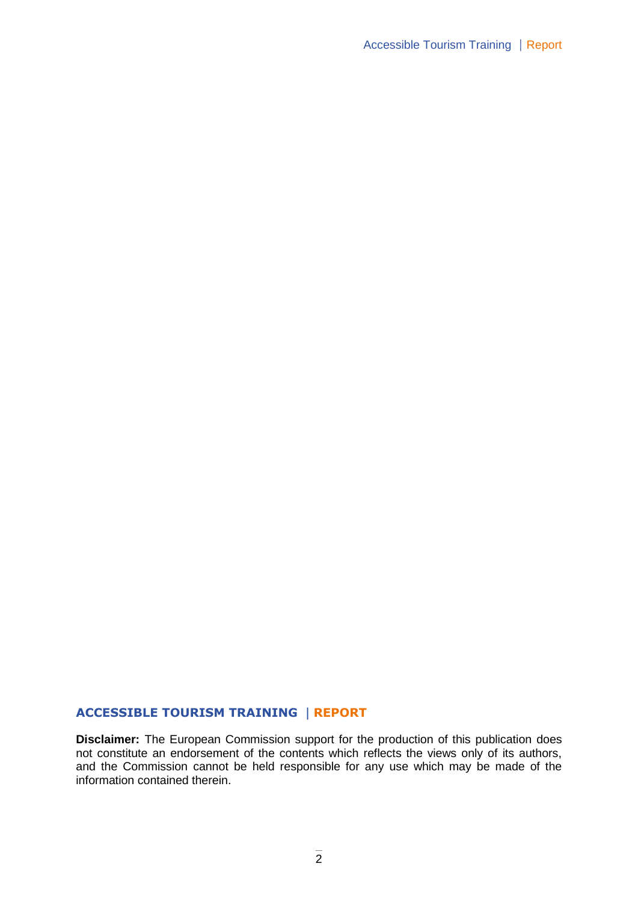**ACCESSIBLE TOURISM TRAINING | REPORT**

**Disclaimer:** The European Commission support for the production of this publication does not constitute an endorsement of the contents which reflects the views only of its authors, and the Commission cannot be held responsible for any use which may be made of the information contained therein.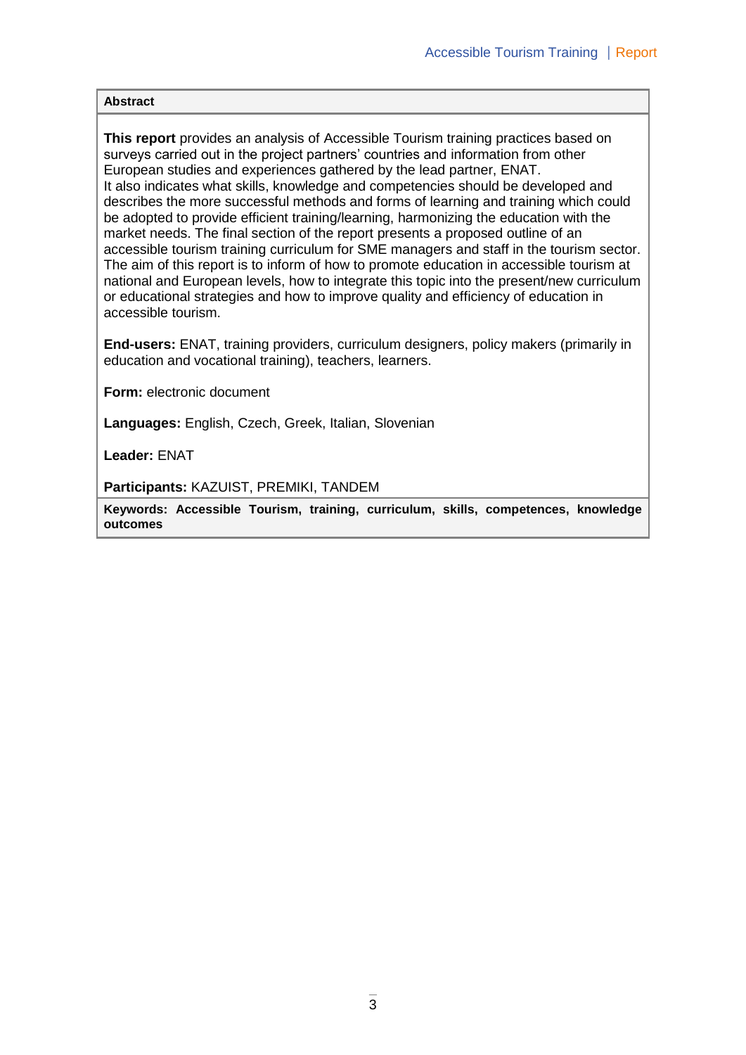**Abstract**

**This report** provides an analysis of Accessible Tourism training practices based on surveys carried out in the project partners' countries and information from other European studies and experiences gathered by the lead partner, ENAT.
It also indicates what skills, knowledge and competencies should be developed and describes the more successful methods and forms of learning and training which could be adopted to provide efficient training/learning, harmonizing the education with the market needs. The final section of the report presents a proposed outline of an accessible tourism training curriculum for SME managers and staff in the tourism sector. The aim of this report is to inform of how to promote education in accessible tourism at national and European levels, how to integrate this topic into the present/new curriculum or educational strategies and how to improve quality and efficiency of education in accessible tourism.

**End-users:** ENAT, training providers, curriculum designers, policy makers (primarily in education and vocational training), teachers, learners.

**Form:** electronic document

**Languages:** English, Czech, Greek, Italian, Slovenian

**Leader:** ENAT

**Participants:** KAZUIST, PREMIKI, TANDEM

**Keywords: Accessible Tourism, training, curriculum, skills, competences, knowledge outcomes**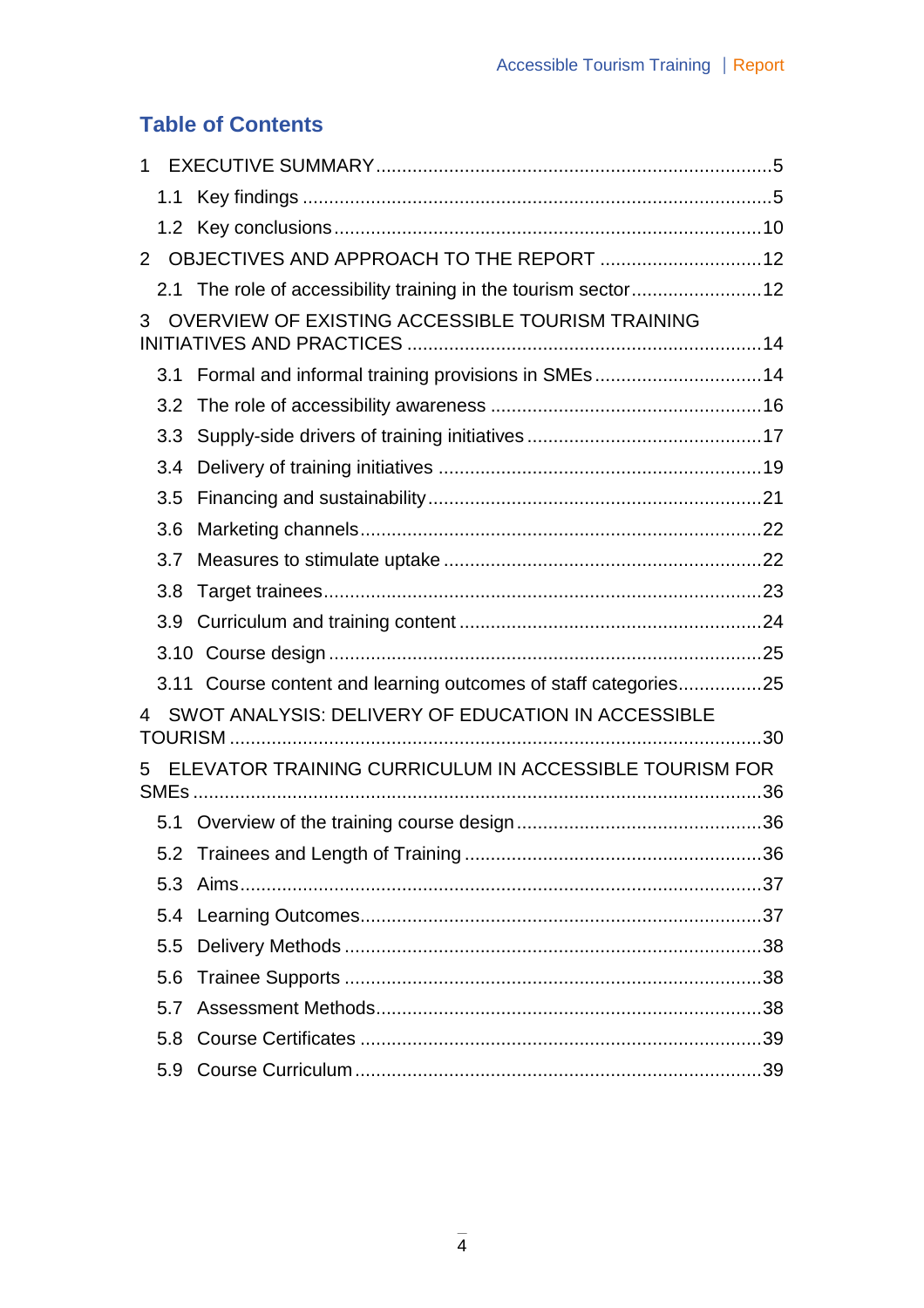## Table of Contents

- 1 EXECUTIVE SUMMARY ..... 5
  - 1.1 Key findings ..... 5
  - 1.2 Key conclusions ..... 10
- 2 OBJECTIVES AND APPROACH TO THE REPORT ..... 12
  - 2.1 The role of accessibility training in the tourism sector ..... 12
- 3 OVERVIEW OF EXISTING ACCESSIBLE TOURISM TRAINING INITIATIVES AND PRACTICES ..... 14
  - 3.1 Formal and informal training provisions in SMEs ..... 14
  - 3.2 The role of accessibility awareness ..... 16
  - 3.3 Supply-side drivers of training initiatives ..... 17
  - 3.4 Delivery of training initiatives ..... 19
  - 3.5 Financing and sustainability ..... 21
  - 3.6 Marketing channels ..... 22
  - 3.7 Measures to stimulate uptake ..... 22
  - 3.8 Target trainees ..... 23
  - 3.9 Curriculum and training content ..... 24
  - 3.10 Course design ..... 25
  - 3.11 Course content and learning outcomes of staff categories ..... 25
- 4 SWOT ANALYSIS: DELIVERY OF EDUCATION IN ACCESSIBLE TOURISM ..... 30
- 5 ELEVATOR TRAINING CURRICULUM IN ACCESSIBLE TOURISM FOR SMEs ..... 36
  - 5.1 Overview of the training course design ..... 36
  - 5.2 Trainees and Length of Training ..... 36
  - 5.3 Aims ..... 37
  - 5.4 Learning Outcomes ..... 37
  - 5.5 Delivery Methods ..... 38
  - 5.6 Trainee Supports ..... 38
  - 5.7 Assessment Methods ..... 38
  - 5.8 Course Certificates ..... 39
  - 5.9 Course Curriculum ..... 39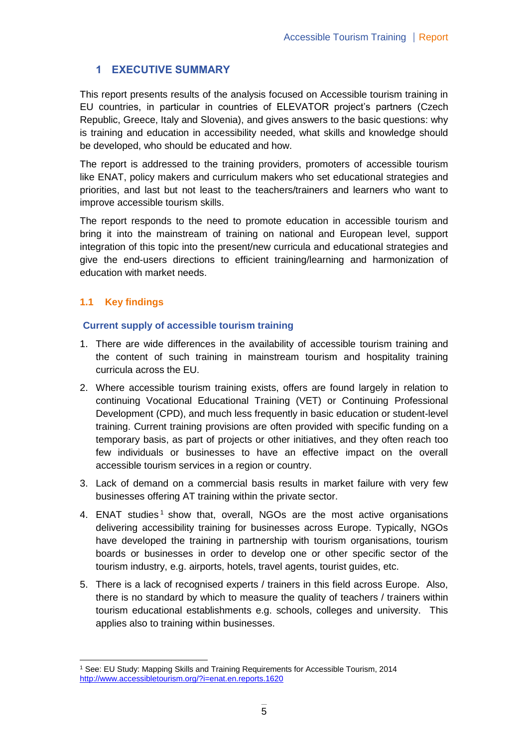# 1 EXECUTIVE SUMMARY

This report presents results of the analysis focused on Accessible tourism training in EU countries, in particular in countries of ELEVATOR project's partners (Czech Republic, Greece, Italy and Slovenia), and gives answers to the basic questions: why is training and education in accessibility needed, what skills and knowledge should be developed, who should be educated and how.

The report is addressed to the training providers, promoters of accessible tourism like ENAT, policy makers and curriculum makers who set educational strategies and priorities, and last but not least to the teachers/trainers and learners who want to improve accessible tourism skills.

The report responds to the need to promote education in accessible tourism and bring it into the mainstream of training on national and European level, support integration of this topic into the present/new curricula and educational strategies and give the end-users directions to efficient training/learning and harmonization of education with market needs.

## 1.1 Key findings

### Current supply of accessible tourism training

1. There are wide differences in the availability of accessible tourism training and the content of such training in mainstream tourism and hospitality training curricula across the EU.
2. Where accessible tourism training exists, offers are found largely in relation to continuing Vocational Educational Training (VET) or Continuing Professional Development (CPD), and much less frequently in basic education or student-level training. Current training provisions are often provided with specific funding on a temporary basis, as part of projects or other initiatives, and they often reach too few individuals or businesses to have an effective impact on the overall accessible tourism services in a region or country.
3. Lack of demand on a commercial basis results in market failure with very few businesses offering AT training within the private sector.
4. ENAT studies[1] show that, overall, NGOs are the most active organisations delivering accessibility training for businesses across Europe. Typically, NGOs have developed the training in partnership with tourism organisations, tourism boards or businesses in order to develop one or other specific sector of the tourism industry, e.g. airports, hotels, travel agents, tourist guides, etc.
5. There is a lack of recognised experts / trainers in this field across Europe. Also, there is no standard by which to measure the quality of teachers / trainers within tourism educational establishments e.g. schools, colleges and university. This applies also to training within businesses.

---

[1] See: EU Study: Mapping Skills and Training Requirements for Accessible Tourism, 2014 http://www.accessibletourism.org/?i=enat.en.reports.1620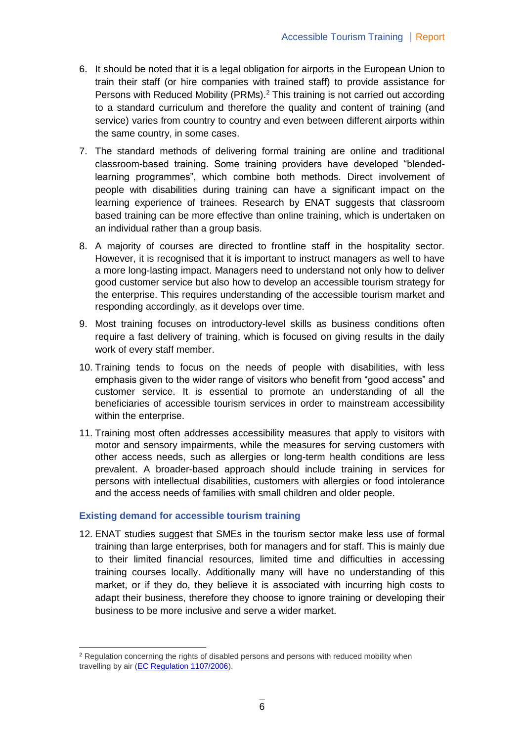6. It should be noted that it is a legal obligation for airports in the European Union to train their staff (or hire companies with trained staff) to provide assistance for Persons with Reduced Mobility (PRMs).[2] This training is not carried out according to a standard curriculum and therefore the quality and content of training (and service) varies from country to country and even between different airports within the same country, in some cases.

7. The standard methods of delivering formal training are online and traditional classroom-based training. Some training providers have developed "blended-learning programmes", which combine both methods. Direct involvement of people with disabilities during training can have a significant impact on the learning experience of trainees. Research by ENAT suggests that classroom based training can be more effective than online training, which is undertaken on an individual rather than a group basis.

8. A majority of courses are directed to frontline staff in the hospitality sector. However, it is recognised that it is important to instruct managers as well to have a more long-lasting impact. Managers need to understand not only how to deliver good customer service but also how to develop an accessible tourism strategy for the enterprise. This requires understanding of the accessible tourism market and responding accordingly, as it develops over time.

9. Most training focuses on introductory-level skills as business conditions often require a fast delivery of training, which is focused on giving results in the daily work of every staff member.

10. Training tends to focus on the needs of people with disabilities, with less emphasis given to the wider range of visitors who benefit from "good access" and customer service. It is essential to promote an understanding of all the beneficiaries of accessible tourism services in order to mainstream accessibility within the enterprise.

11. Training most often addresses accessibility measures that apply to visitors with motor and sensory impairments, while the measures for serving customers with other access needs, such as allergies or long-term health conditions are less prevalent. A broader-based approach should include training in services for persons with intellectual disabilities, customers with allergies or food intolerance and the access needs of families with small children and older people.

### Existing demand for accessible tourism training

12. ENAT studies suggest that SMEs in the tourism sector make less use of formal training than large enterprises, both for managers and for staff. This is mainly due to their limited financial resources, limited time and difficulties in accessing training courses locally. Additionally many will have no understanding of this market, or if they do, they believe it is associated with incurring high costs to adapt their business, therefore they choose to ignore training or developing their business to be more inclusive and serve a wider market.

---

[2] Regulation concerning the rights of disabled persons and persons with reduced mobility when travelling by air (EC Regulation 1107/2006).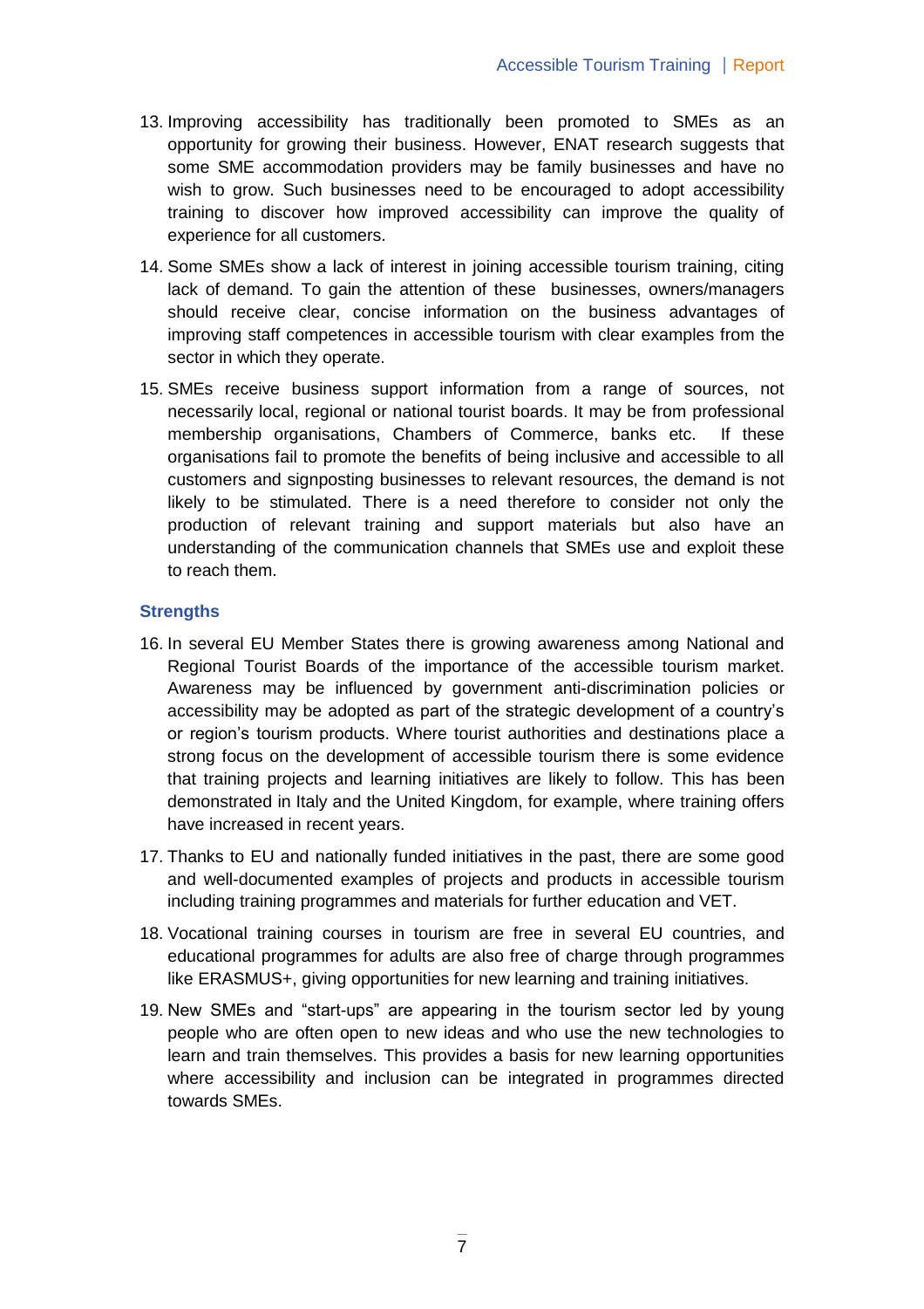13. Improving accessibility has traditionally been promoted to SMEs as an opportunity for growing their business. However, ENAT research suggests that some SME accommodation providers may be family businesses and have no wish to grow. Such businesses need to be encouraged to adopt accessibility training to discover how improved accessibility can improve the quality of experience for all customers.

14. Some SMEs show a lack of interest in joining accessible tourism training, citing lack of demand. To gain the attention of these businesses, owners/managers should receive clear, concise information on the business advantages of improving staff competences in accessible tourism with clear examples from the sector in which they operate.

15. SMEs receive business support information from a range of sources, not necessarily local, regional or national tourist boards. It may be from professional membership organisations, Chambers of Commerce, banks etc. If these organisations fail to promote the benefits of being inclusive and accessible to all customers and signposting businesses to relevant resources, the demand is not likely to be stimulated. There is a need therefore to consider not only the production of relevant training and support materials but also have an understanding of the communication channels that SMEs use and exploit these to reach them.

### Strengths

16. In several EU Member States there is growing awareness among National and Regional Tourist Boards of the importance of the accessible tourism market. Awareness may be influenced by government anti-discrimination policies or accessibility may be adopted as part of the strategic development of a country's or region's tourism products. Where tourist authorities and destinations place a strong focus on the development of accessible tourism there is some evidence that training projects and learning initiatives are likely to follow. This has been demonstrated in Italy and the United Kingdom, for example, where training offers have increased in recent years.

17. Thanks to EU and nationally funded initiatives in the past, there are some good and well-documented examples of projects and products in accessible tourism including training programmes and materials for further education and VET.

18. Vocational training courses in tourism are free in several EU countries, and educational programmes for adults are also free of charge through programmes like ERASMUS+, giving opportunities for new learning and training initiatives.

19. New SMEs and "start-ups" are appearing in the tourism sector led by young people who are often open to new ideas and who use the new technologies to learn and train themselves. This provides a basis for new learning opportunities where accessibility and inclusion can be integrated in programmes directed towards SMEs.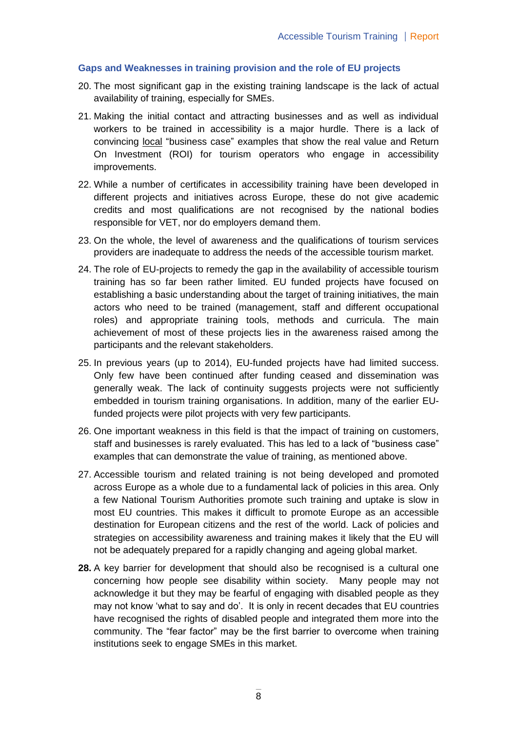### Gaps and Weaknesses in training provision and the role of EU projects

20. The most significant gap in the existing training landscape is the lack of actual availability of training, especially for SMEs.
21. Making the initial contact and attracting businesses and as well as individual workers to be trained in accessibility is a major hurdle. There is a lack of convincing <u>local</u> "business case" examples that show the real value and Return On Investment (ROI) for tourism operators who engage in accessibility improvements.
22. While a number of certificates in accessibility training have been developed in different projects and initiatives across Europe, these do not give academic credits and most qualifications are not recognised by the national bodies responsible for VET, nor do employers demand them.
23. On the whole, the level of awareness and the qualifications of tourism services providers are inadequate to address the needs of the accessible tourism market.
24. The role of EU-projects to remedy the gap in the availability of accessible tourism training has so far been rather limited. EU funded projects have focused on establishing a basic understanding about the target of training initiatives, the main actors who need to be trained (management, staff and different occupational roles) and appropriate training tools, methods and curricula. The main achievement of most of these projects lies in the awareness raised among the participants and the relevant stakeholders.
25. In previous years (up to 2014), EU-funded projects have had limited success. Only few have been continued after funding ceased and dissemination was generally weak. The lack of continuity suggests projects were not sufficiently embedded in tourism training organisations. In addition, many of the earlier EU-funded projects were pilot projects with very few participants.
26. One important weakness in this field is that the impact of training on customers, staff and businesses is rarely evaluated. This has led to a lack of "business case" examples that can demonstrate the value of training, as mentioned above.
27. Accessible tourism and related training is not being developed and promoted across Europe as a whole due to a fundamental lack of policies in this area. Only a few National Tourism Authorities promote such training and uptake is slow in most EU countries. This makes it difficult to promote Europe as an accessible destination for European citizens and the rest of the world. Lack of policies and strategies on accessibility awareness and training makes it likely that the EU will not be adequately prepared for a rapidly changing and ageing global market.
28. A key barrier for development that should also be recognised is a cultural one concerning how people see disability within society. Many people may not acknowledge it but they may be fearful of engaging with disabled people as they may not know 'what to say and do'. It is only in recent decades that EU countries have recognised the rights of disabled people and integrated them more into the community. The "fear factor" may be the first barrier to overcome when training institutions seek to engage SMEs in this market.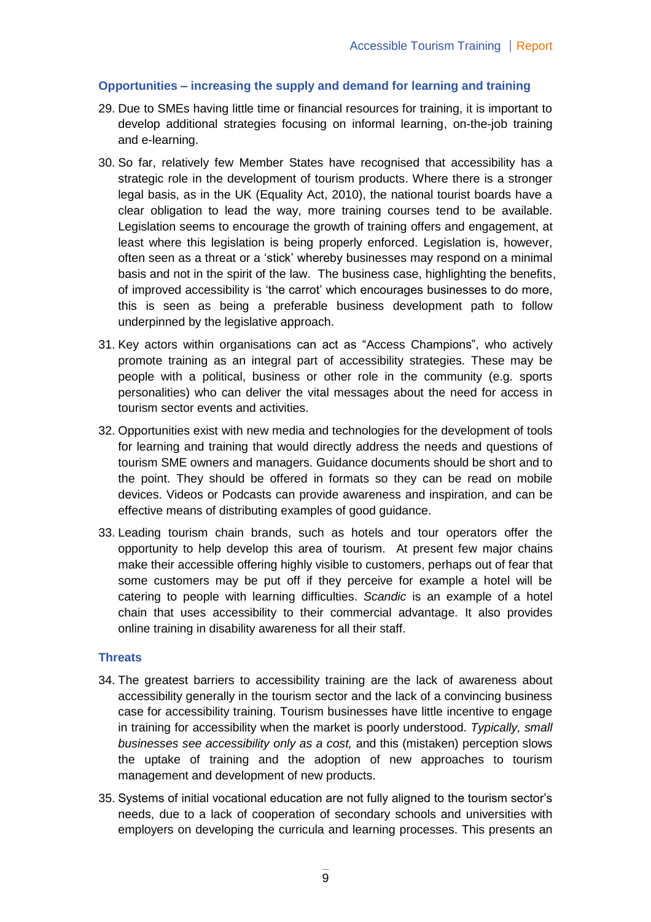### Opportunities – increasing the supply and demand for learning and training

29. Due to SMEs having little time or financial resources for training, it is important to develop additional strategies focusing on informal learning, on-the-job training and e-learning.

30. So far, relatively few Member States have recognised that accessibility has a strategic role in the development of tourism products. Where there is a stronger legal basis, as in the UK (Equality Act, 2010), the national tourist boards have a clear obligation to lead the way, more training courses tend to be available. Legislation seems to encourage the growth of training offers and engagement, at least where this legislation is being properly enforced. Legislation is, however, often seen as a threat or a 'stick' whereby businesses may respond on a minimal basis and not in the spirit of the law. The business case, highlighting the benefits, of improved accessibility is 'the carrot' which encourages businesses to do more, this is seen as being a preferable business development path to follow underpinned by the legislative approach.

31. Key actors within organisations can act as "Access Champions", who actively promote training as an integral part of accessibility strategies. These may be people with a political, business or other role in the community (e.g. sports personalities) who can deliver the vital messages about the need for access in tourism sector events and activities.

32. Opportunities exist with new media and technologies for the development of tools for learning and training that would directly address the needs and questions of tourism SME owners and managers. Guidance documents should be short and to the point. They should be offered in formats so they can be read on mobile devices. Videos or Podcasts can provide awareness and inspiration, and can be effective means of distributing examples of good guidance.

33. Leading tourism chain brands, such as hotels and tour operators offer the opportunity to help develop this area of tourism. At present few major chains make their accessible offering highly visible to customers, perhaps out of fear that some customers may be put off if they perceive for example a hotel will be catering to people with learning difficulties. *Scandic* is an example of a hotel chain that uses accessibility to their commercial advantage. It also provides online training in disability awareness for all their staff.

### Threats

34. The greatest barriers to accessibility training are the lack of awareness about accessibility generally in the tourism sector and the lack of a convincing business case for accessibility training. Tourism businesses have little incentive to engage in training for accessibility when the market is poorly understood. *Typically, small businesses see accessibility only as a cost,* and this (mistaken) perception slows the uptake of training and the adoption of new approaches to tourism management and development of new products.

35. Systems of initial vocational education are not fully aligned to the tourism sector's needs, due to a lack of cooperation of secondary schools and universities with employers on developing the curricula and learning processes. This presents an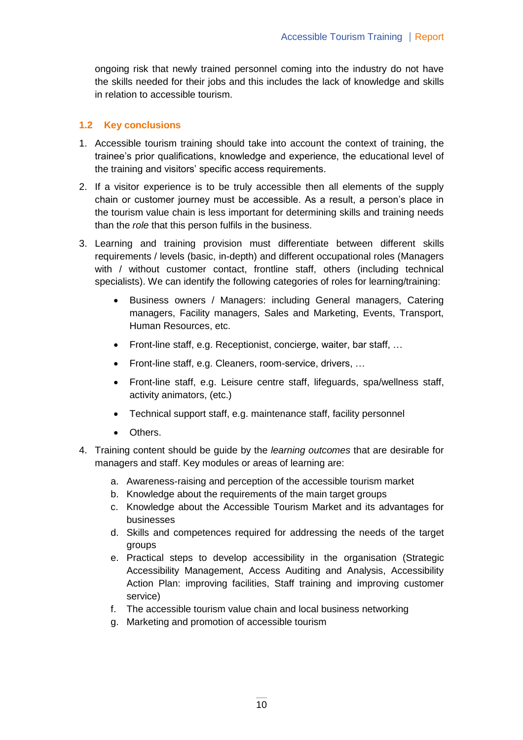ongoing risk that newly trained personnel coming into the industry do not have the skills needed for their jobs and this includes the lack of knowledge and skills in relation to accessible tourism.

### 1.2 Key conclusions

1. Accessible tourism training should take into account the context of training, the trainee's prior qualifications, knowledge and experience, the educational level of the training and visitors' specific access requirements.
2. If a visitor experience is to be truly accessible then all elements of the supply chain or customer journey must be accessible. As a result, a person's place in the tourism value chain is less important for determining skills and training needs than the *role* that this person fulfils in the business.
3. Learning and training provision must differentiate between different skills requirements / levels (basic, in-depth) and different occupational roles (Managers with / without customer contact, frontline staff, others (including technical specialists). We can identify the following categories of roles for learning/training:
    - Business owners / Managers: including General managers, Catering managers, Facility managers, Sales and Marketing, Events, Transport, Human Resources, etc.
    - Front-line staff, e.g. Receptionist, concierge, waiter, bar staff, …
    - Front-line staff, e.g. Cleaners, room-service, drivers, …
    - Front-line staff, e.g. Leisure centre staff, lifeguards, spa/wellness staff, activity animators, (etc.)
    - Technical support staff, e.g. maintenance staff, facility personnel
    - Others.
4. Training content should be guide by the *learning outcomes* that are desirable for managers and staff. Key modules or areas of learning are:
    a. Awareness-raising and perception of the accessible tourism market
    b. Knowledge about the requirements of the main target groups
    c. Knowledge about the Accessible Tourism Market and its advantages for businesses
    d. Skills and competences required for addressing the needs of the target groups
    e. Practical steps to develop accessibility in the organisation (Strategic Accessibility Management, Access Auditing and Analysis, Accessibility Action Plan: improving facilities, Staff training and improving customer service)
    f. The accessible tourism value chain and local business networking
    g. Marketing and promotion of accessible tourism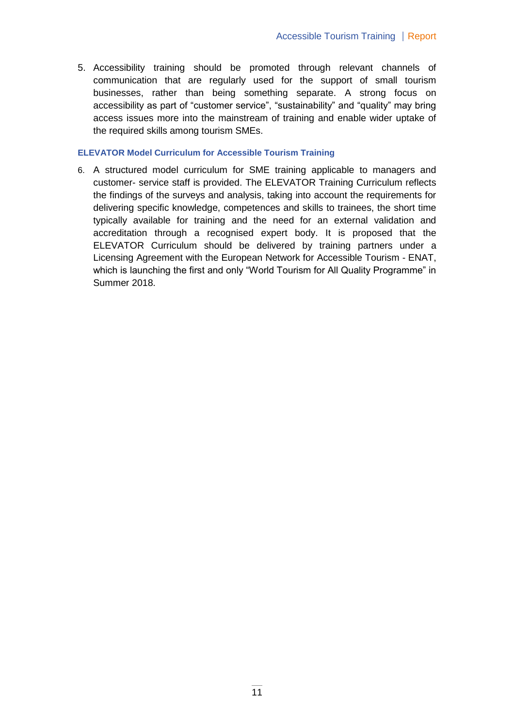5. Accessibility training should be promoted through relevant channels of communication that are regularly used for the support of small tourism businesses, rather than being something separate. A strong focus on accessibility as part of “customer service”, “sustainability” and “quality” may bring access issues more into the mainstream of training and enable wider uptake of the required skills among tourism SMEs.

### ELEVATOR Model Curriculum for Accessible Tourism Training

6. A structured model curriculum for SME training applicable to managers and customer- service staff is provided. The ELEVATOR Training Curriculum reflects the findings of the surveys and analysis, taking into account the requirements for delivering specific knowledge, competences and skills to trainees, the short time typically available for training and the need for an external validation and accreditation through a recognised expert body. It is proposed that the ELEVATOR Curriculum should be delivered by training partners under a Licensing Agreement with the European Network for Accessible Tourism - ENAT, which is launching the first and only “World Tourism for All Quality Programme” in Summer 2018.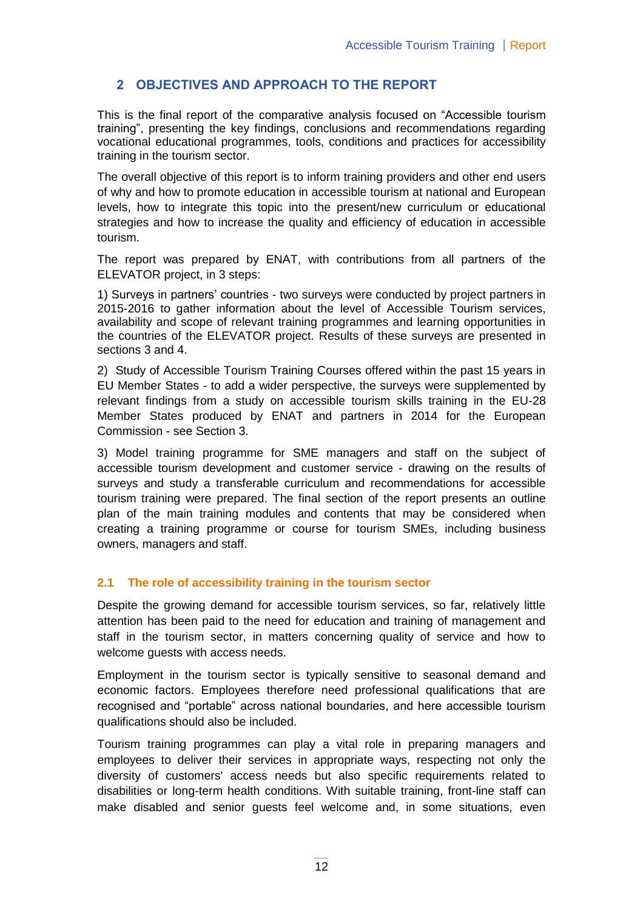## 2 OBJECTIVES AND APPROACH TO THE REPORT

This is the final report of the comparative analysis focused on "Accessible tourism training", presenting the key findings, conclusions and recommendations regarding vocational educational programmes, tools, conditions and practices for accessibility training in the tourism sector.

The overall objective of this report is to inform training providers and other end users of why and how to promote education in accessible tourism at national and European levels, how to integrate this topic into the present/new curriculum or educational strategies and how to increase the quality and efficiency of education in accessible tourism.

The report was prepared by ENAT, with contributions from all partners of the ELEVATOR project, in 3 steps:

1) Surveys in partners' countries - two surveys were conducted by project partners in 2015-2016 to gather information about the level of Accessible Tourism services, availability and scope of relevant training programmes and learning opportunities in the countries of the ELEVATOR project. Results of these surveys are presented in sections 3 and 4.

2) Study of Accessible Tourism Training Courses offered within the past 15 years in EU Member States - to add a wider perspective, the surveys were supplemented by relevant findings from a study on accessible tourism skills training in the EU-28 Member States produced by ENAT and partners in 2014 for the European Commission - see Section 3.

3) Model training programme for SME managers and staff on the subject of accessible tourism development and customer service - drawing on the results of surveys and study a transferable curriculum and recommendations for accessible tourism training were prepared. The final section of the report presents an outline plan of the main training modules and contents that may be considered when creating a training programme or course for tourism SMEs, including business owners, managers and staff.

### 2.1 The role of accessibility training in the tourism sector

Despite the growing demand for accessible tourism services, so far, relatively little attention has been paid to the need for education and training of management and staff in the tourism sector, in matters concerning quality of service and how to welcome guests with access needs.

Employment in the tourism sector is typically sensitive to seasonal demand and economic factors. Employees therefore need professional qualifications that are recognised and "portable" across national boundaries, and here accessible tourism qualifications should also be included.

Tourism training programmes can play a vital role in preparing managers and employees to deliver their services in appropriate ways, respecting not only the diversity of customers' access needs but also specific requirements related to disabilities or long-term health conditions. With suitable training, front-line staff can make disabled and senior guests feel welcome and, in some situations, even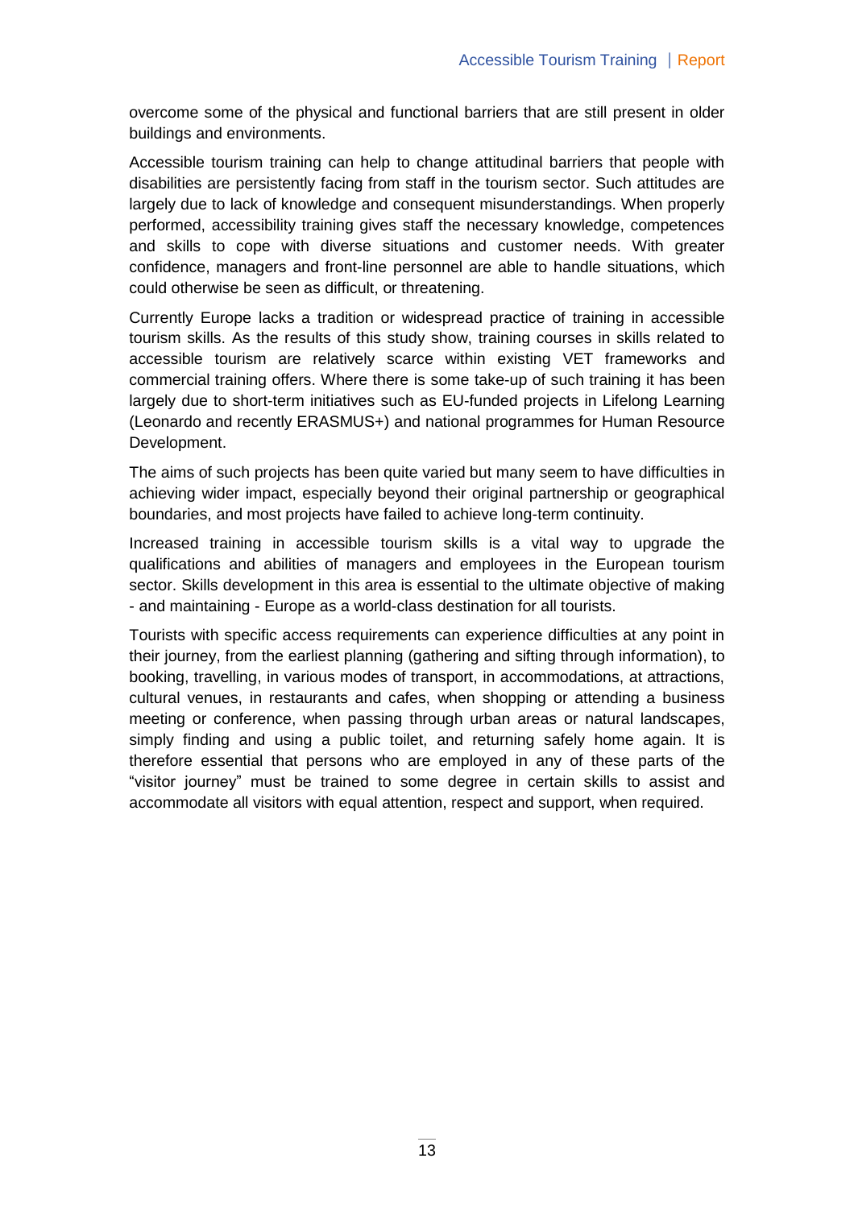overcome some of the physical and functional barriers that are still present in older buildings and environments.

Accessible tourism training can help to change attitudinal barriers that people with disabilities are persistently facing from staff in the tourism sector. Such attitudes are largely due to lack of knowledge and consequent misunderstandings. When properly performed, accessibility training gives staff the necessary knowledge, competences and skills to cope with diverse situations and customer needs. With greater confidence, managers and front-line personnel are able to handle situations, which could otherwise be seen as difficult, or threatening.

Currently Europe lacks a tradition or widespread practice of training in accessible tourism skills. As the results of this study show, training courses in skills related to accessible tourism are relatively scarce within existing VET frameworks and commercial training offers. Where there is some take-up of such training it has been largely due to short-term initiatives such as EU-funded projects in Lifelong Learning (Leonardo and recently ERASMUS+) and national programmes for Human Resource Development.

The aims of such projects has been quite varied but many seem to have difficulties in achieving wider impact, especially beyond their original partnership or geographical boundaries, and most projects have failed to achieve long-term continuity.

Increased training in accessible tourism skills is a vital way to upgrade the qualifications and abilities of managers and employees in the European tourism sector. Skills development in this area is essential to the ultimate objective of making - and maintaining - Europe as a world-class destination for all tourists.

Tourists with specific access requirements can experience difficulties at any point in their journey, from the earliest planning (gathering and sifting through information), to booking, travelling, in various modes of transport, in accommodations, at attractions, cultural venues, in restaurants and cafes, when shopping or attending a business meeting or conference, when passing through urban areas or natural landscapes, simply finding and using a public toilet, and returning safely home again. It is therefore essential that persons who are employed in any of these parts of the "visitor journey" must be trained to some degree in certain skills to assist and accommodate all visitors with equal attention, respect and support, when required.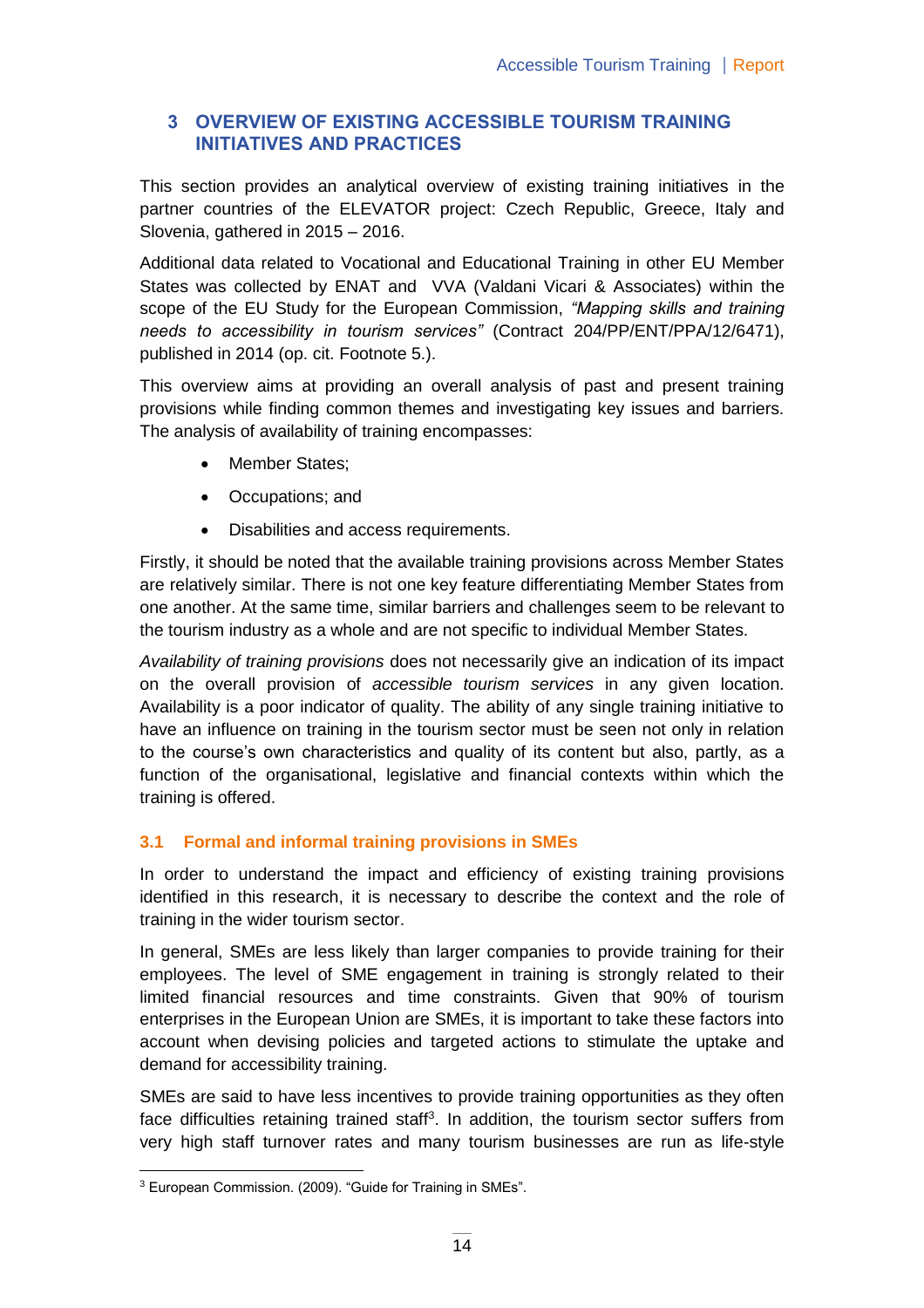## 3 OVERVIEW OF EXISTING ACCESSIBLE TOURISM TRAINING INITIATIVES AND PRACTICES

This section provides an analytical overview of existing training initiatives in the partner countries of the ELEVATOR project: Czech Republic, Greece, Italy and Slovenia, gathered in 2015 – 2016.

Additional data related to Vocational and Educational Training in other EU Member States was collected by ENAT and VVA (Valdani Vicari & Associates) within the scope of the EU Study for the European Commission, *"Mapping skills and training needs to accessibility in tourism services"* (Contract 204/PP/ENT/PPA/12/6471), published in 2014 (op. cit. Footnote 5.).

This overview aims at providing an overall analysis of past and present training provisions while finding common themes and investigating key issues and barriers. The analysis of availability of training encompasses:

- Member States;
- Occupations; and
- Disabilities and access requirements.

Firstly, it should be noted that the available training provisions across Member States are relatively similar. There is not one key feature differentiating Member States from one another. At the same time, similar barriers and challenges seem to be relevant to the tourism industry as a whole and are not specific to individual Member States.

*Availability of training provisions* does not necessarily give an indication of its impact on the overall provision of *accessible tourism services* in any given location. Availability is a poor indicator of quality. The ability of any single training initiative to have an influence on training in the tourism sector must be seen not only in relation to the course's own characteristics and quality of its content but also, partly, as a function of the organisational, legislative and financial contexts within which the training is offered.

### 3.1 Formal and informal training provisions in SMEs

In order to understand the impact and efficiency of existing training provisions identified in this research, it is necessary to describe the context and the role of training in the wider tourism sector.

In general, SMEs are less likely than larger companies to provide training for their employees. The level of SME engagement in training is strongly related to their limited financial resources and time constraints. Given that 90% of tourism enterprises in the European Union are SMEs, it is important to take these factors into account when devising policies and targeted actions to stimulate the uptake and demand for accessibility training.

SMEs are said to have less incentives to provide training opportunities as they often face difficulties retaining trained staff[3]. In addition, the tourism sector suffers from very high staff turnover rates and many tourism businesses are run as life-style

[3] European Commission. (2009). "Guide for Training in SMEs".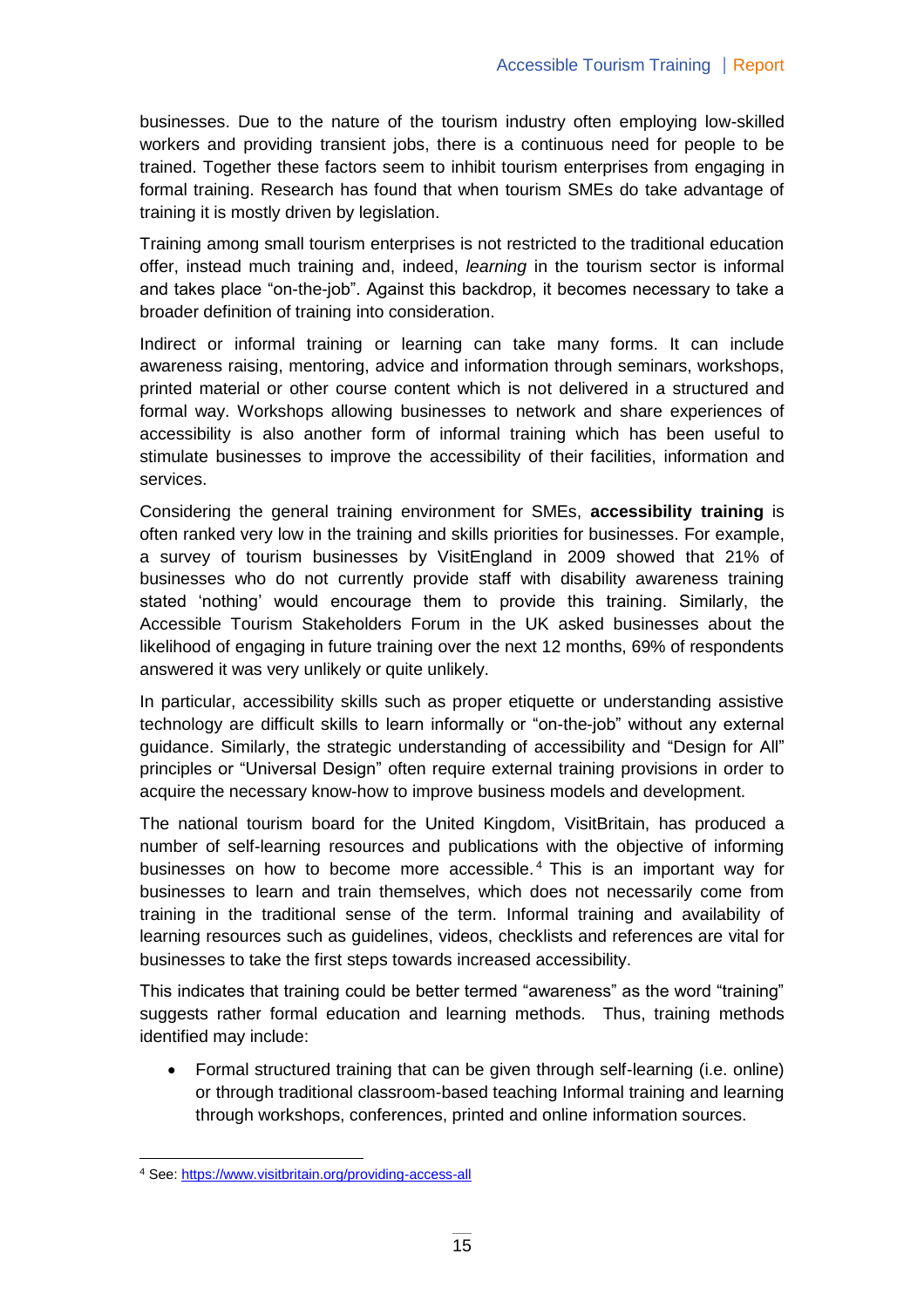businesses. Due to the nature of the tourism industry often employing low-skilled workers and providing transient jobs, there is a continuous need for people to be trained. Together these factors seem to inhibit tourism enterprises from engaging in formal training. Research has found that when tourism SMEs do take advantage of training it is mostly driven by legislation.

Training among small tourism enterprises is not restricted to the traditional education offer, instead much training and, indeed, *learning* in the tourism sector is informal and takes place "on-the-job". Against this backdrop, it becomes necessary to take a broader definition of training into consideration.

Indirect or informal training or learning can take many forms. It can include awareness raising, mentoring, advice and information through seminars, workshops, printed material or other course content which is not delivered in a structured and formal way. Workshops allowing businesses to network and share experiences of accessibility is also another form of informal training which has been useful to stimulate businesses to improve the accessibility of their facilities, information and services.

Considering the general training environment for SMEs, **accessibility training** is often ranked very low in the training and skills priorities for businesses. For example, a survey of tourism businesses by VisitEngland in 2009 showed that 21% of businesses who do not currently provide staff with disability awareness training stated 'nothing' would encourage them to provide this training. Similarly, the Accessible Tourism Stakeholders Forum in the UK asked businesses about the likelihood of engaging in future training over the next 12 months, 69% of respondents answered it was very unlikely or quite unlikely.

In particular, accessibility skills such as proper etiquette or understanding assistive technology are difficult skills to learn informally or "on-the-job" without any external guidance. Similarly, the strategic understanding of accessibility and "Design for All" principles or "Universal Design" often require external training provisions in order to acquire the necessary know-how to improve business models and development.

The national tourism board for the United Kingdom, VisitBritain, has produced a number of self-learning resources and publications with the objective of informing businesses on how to become more accessible.[4] This is an important way for businesses to learn and train themselves, which does not necessarily come from training in the traditional sense of the term. Informal training and availability of learning resources such as guidelines, videos, checklists and references are vital for businesses to take the first steps towards increased accessibility.

This indicates that training could be better termed "awareness" as the word "training" suggests rather formal education and learning methods. Thus, training methods identified may include:

- Formal structured training that can be given through self-learning (i.e. online) or through traditional classroom-based teaching Informal training and learning through workshops, conferences, printed and online information sources.

---

[4] See: https://www.visitbritain.org/providing-access-all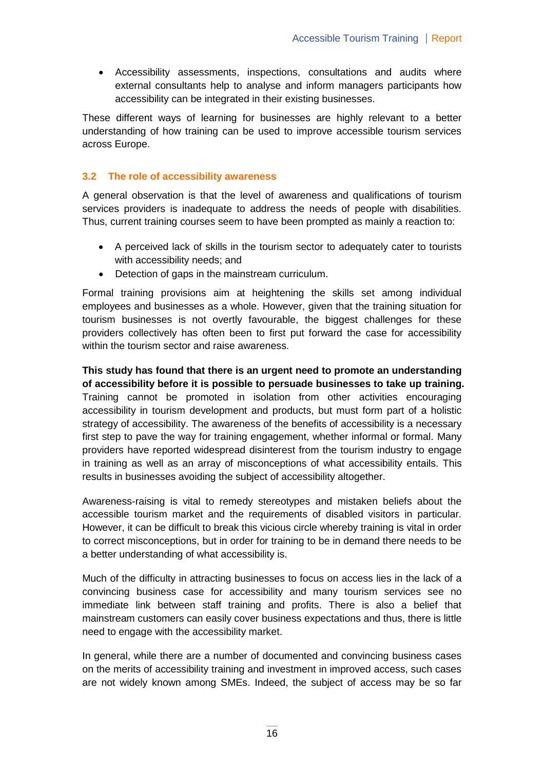- Accessibility assessments, inspections, consultations and audits where external consultants help to analyse and inform managers participants how accessibility can be integrated in their existing businesses.

These different ways of learning for businesses are highly relevant to a better understanding of how training can be used to improve accessible tourism services across Europe.

### 3.2 The role of accessibility awareness

A general observation is that the level of awareness and qualifications of tourism services providers is inadequate to address the needs of people with disabilities. Thus, current training courses seem to have been prompted as mainly a reaction to:

- A perceived lack of skills in the tourism sector to adequately cater to tourists with accessibility needs; and
- Detection of gaps in the mainstream curriculum.

Formal training provisions aim at heightening the skills set among individual employees and businesses as a whole. However, given that the training situation for tourism businesses is not overtly favourable, the biggest challenges for these providers collectively has often been to first put forward the case for accessibility within the tourism sector and raise awareness.

**This study has found that there is an urgent need to promote an understanding of accessibility before it is possible to persuade businesses to take up training.** Training cannot be promoted in isolation from other activities encouraging accessibility in tourism development and products, but must form part of a holistic strategy of accessibility. The awareness of the benefits of accessibility is a necessary first step to pave the way for training engagement, whether informal or formal. Many providers have reported widespread disinterest from the tourism industry to engage in training as well as an array of misconceptions of what accessibility entails. This results in businesses avoiding the subject of accessibility altogether.

Awareness-raising is vital to remedy stereotypes and mistaken beliefs about the accessible tourism market and the requirements of disabled visitors in particular. However, it can be difficult to break this vicious circle whereby training is vital in order to correct misconceptions, but in order for training to be in demand there needs to be a better understanding of what accessibility is.

Much of the difficulty in attracting businesses to focus on access lies in the lack of a convincing business case for accessibility and many tourism services see no immediate link between staff training and profits. There is also a belief that mainstream customers can easily cover business expectations and thus, there is little need to engage with the accessibility market.

In general, while there are a number of documented and convincing business cases on the merits of accessibility training and investment in improved access, such cases are not widely known among SMEs. Indeed, the subject of access may be so far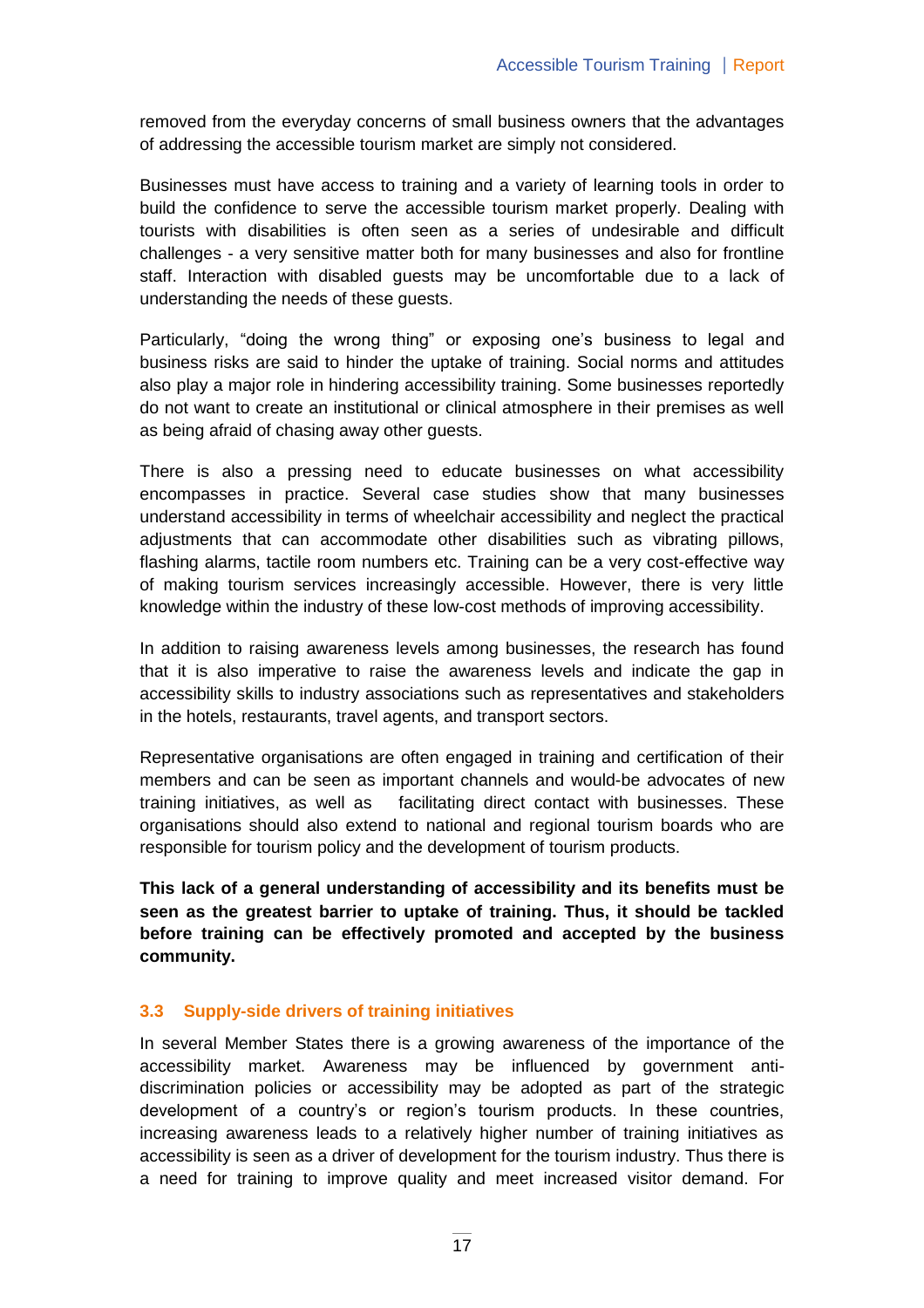removed from the everyday concerns of small business owners that the advantages of addressing the accessible tourism market are simply not considered.

Businesses must have access to training and a variety of learning tools in order to build the confidence to serve the accessible tourism market properly. Dealing with tourists with disabilities is often seen as a series of undesirable and difficult challenges - a very sensitive matter both for many businesses and also for frontline staff. Interaction with disabled guests may be uncomfortable due to a lack of understanding the needs of these guests.

Particularly, "doing the wrong thing" or exposing one's business to legal and business risks are said to hinder the uptake of training. Social norms and attitudes also play a major role in hindering accessibility training. Some businesses reportedly do not want to create an institutional or clinical atmosphere in their premises as well as being afraid of chasing away other guests.

There is also a pressing need to educate businesses on what accessibility encompasses in practice. Several case studies show that many businesses understand accessibility in terms of wheelchair accessibility and neglect the practical adjustments that can accommodate other disabilities such as vibrating pillows, flashing alarms, tactile room numbers etc. Training can be a very cost-effective way of making tourism services increasingly accessible. However, there is very little knowledge within the industry of these low-cost methods of improving accessibility.

In addition to raising awareness levels among businesses, the research has found that it is also imperative to raise the awareness levels and indicate the gap in accessibility skills to industry associations such as representatives and stakeholders in the hotels, restaurants, travel agents, and transport sectors.

Representative organisations are often engaged in training and certification of their members and can be seen as important channels and would-be advocates of new training initiatives, as well as facilitating direct contact with businesses. These organisations should also extend to national and regional tourism boards who are responsible for tourism policy and the development of tourism products.

**This lack of a general understanding of accessibility and its benefits must be seen as the greatest barrier to uptake of training. Thus, it should be tackled before training can be effectively promoted and accepted by the business community.**

### 3.3 Supply-side drivers of training initiatives

In several Member States there is a growing awareness of the importance of the accessibility market. Awareness may be influenced by government anti-discrimination policies or accessibility may be adopted as part of the strategic development of a country's or region's tourism products. In these countries, increasing awareness leads to a relatively higher number of training initiatives as accessibility is seen as a driver of development for the tourism industry. Thus there is a need for training to improve quality and meet increased visitor demand. For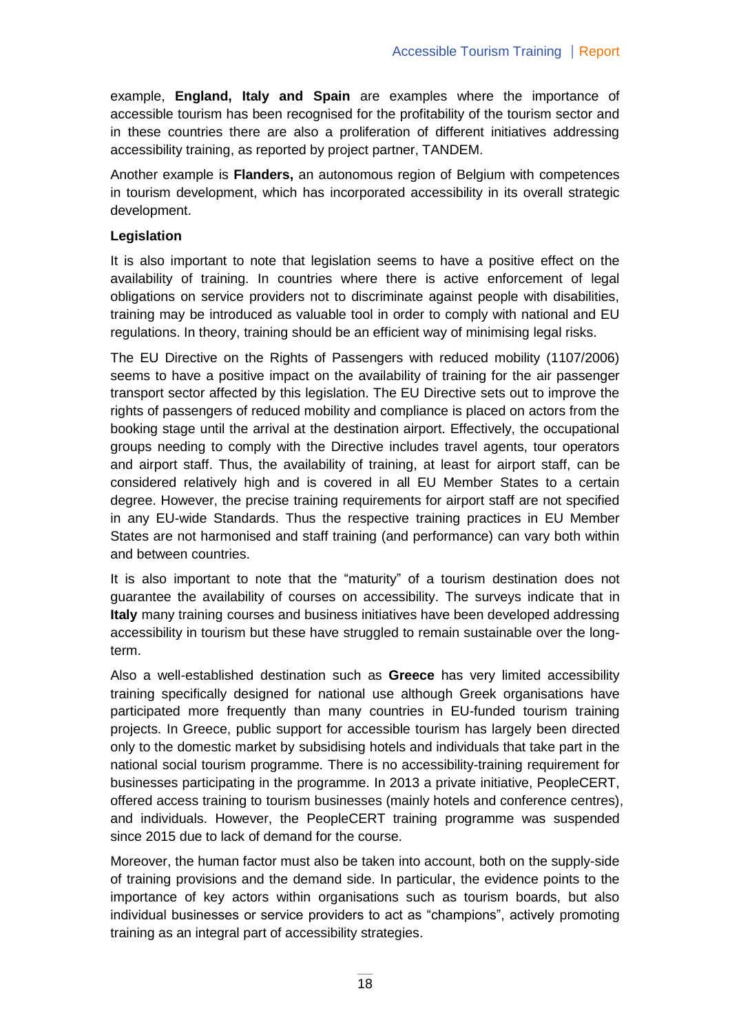example, **England, Italy and Spain** are examples where the importance of accessible tourism has been recognised for the profitability of the tourism sector and in these countries there are also a proliferation of different initiatives addressing accessibility training, as reported by project partner, TANDEM.

Another example is **Flanders,** an autonomous region of Belgium with competences in tourism development, which has incorporated accessibility in its overall strategic development.

**Legislation**

It is also important to note that legislation seems to have a positive effect on the availability of training. In countries where there is active enforcement of legal obligations on service providers not to discriminate against people with disabilities, training may be introduced as valuable tool in order to comply with national and EU regulations. In theory, training should be an efficient way of minimising legal risks.

The EU Directive on the Rights of Passengers with reduced mobility (1107/2006) seems to have a positive impact on the availability of training for the air passenger transport sector affected by this legislation. The EU Directive sets out to improve the rights of passengers of reduced mobility and compliance is placed on actors from the booking stage until the arrival at the destination airport. Effectively, the occupational groups needing to comply with the Directive includes travel agents, tour operators and airport staff. Thus, the availability of training, at least for airport staff, can be considered relatively high and is covered in all EU Member States to a certain degree. However, the precise training requirements for airport staff are not specified in any EU-wide Standards. Thus the respective training practices in EU Member States are not harmonised and staff training (and performance) can vary both within and between countries.

It is also important to note that the "maturity" of a tourism destination does not guarantee the availability of courses on accessibility. The surveys indicate that in **Italy** many training courses and business initiatives have been developed addressing accessibility in tourism but these have struggled to remain sustainable over the long-term.

Also a well-established destination such as **Greece** has very limited accessibility training specifically designed for national use although Greek organisations have participated more frequently than many countries in EU-funded tourism training projects. In Greece, public support for accessible tourism has largely been directed only to the domestic market by subsidising hotels and individuals that take part in the national social tourism programme. There is no accessibility-training requirement for businesses participating in the programme. In 2013 a private initiative, PeopleCERT, offered access training to tourism businesses (mainly hotels and conference centres), and individuals. However, the PeopleCERT training programme was suspended since 2015 due to lack of demand for the course.

Moreover, the human factor must also be taken into account, both on the supply-side of training provisions and the demand side. In particular, the evidence points to the importance of key actors within organisations such as tourism boards, but also individual businesses or service providers to act as "champions", actively promoting training as an integral part of accessibility strategies.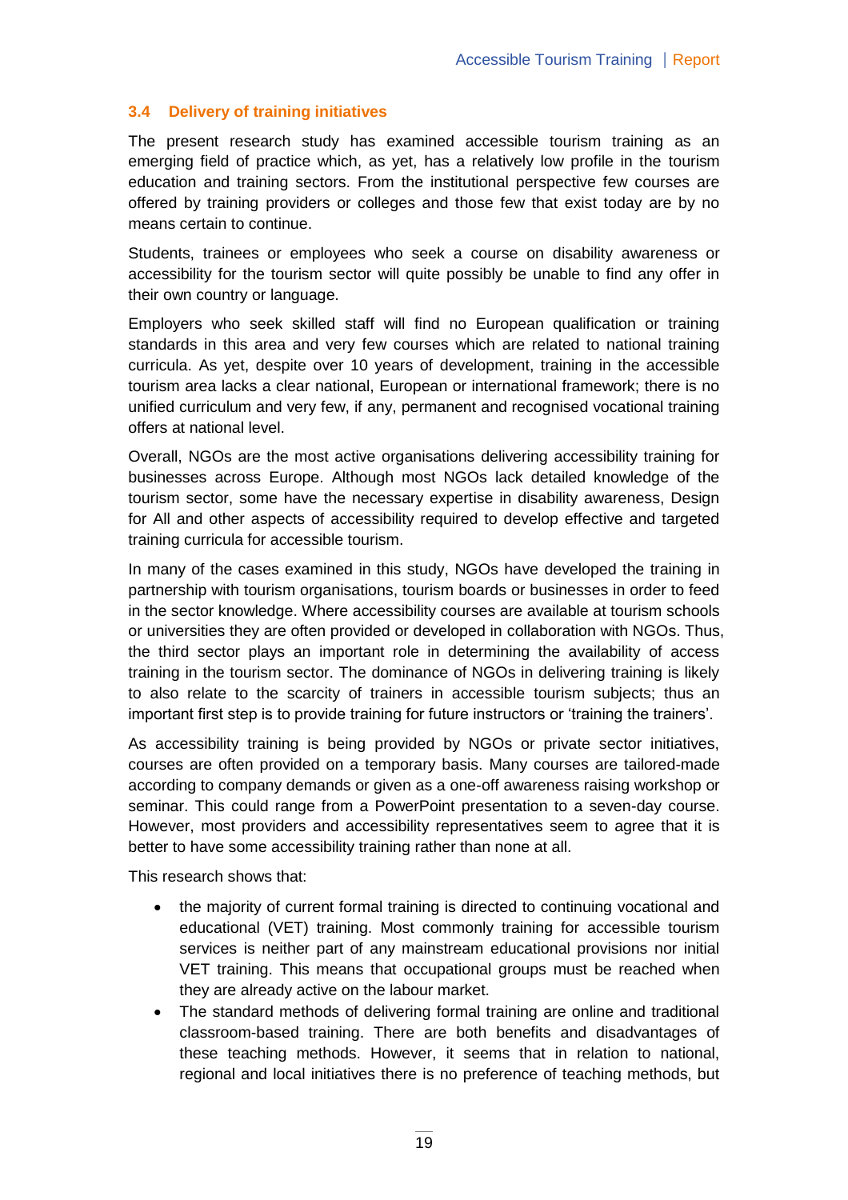### 3.4 Delivery of training initiatives

The present research study has examined accessible tourism training as an emerging field of practice which, as yet, has a relatively low profile in the tourism education and training sectors. From the institutional perspective few courses are offered by training providers or colleges and those few that exist today are by no means certain to continue.

Students, trainees or employees who seek a course on disability awareness or accessibility for the tourism sector will quite possibly be unable to find any offer in their own country or language.

Employers who seek skilled staff will find no European qualification or training standards in this area and very few courses which are related to national training curricula. As yet, despite over 10 years of development, training in the accessible tourism area lacks a clear national, European or international framework; there is no unified curriculum and very few, if any, permanent and recognised vocational training offers at national level.

Overall, NGOs are the most active organisations delivering accessibility training for businesses across Europe. Although most NGOs lack detailed knowledge of the tourism sector, some have the necessary expertise in disability awareness, Design for All and other aspects of accessibility required to develop effective and targeted training curricula for accessible tourism.

In many of the cases examined in this study, NGOs have developed the training in partnership with tourism organisations, tourism boards or businesses in order to feed in the sector knowledge. Where accessibility courses are available at tourism schools or universities they are often provided or developed in collaboration with NGOs. Thus, the third sector plays an important role in determining the availability of access training in the tourism sector. The dominance of NGOs in delivering training is likely to also relate to the scarcity of trainers in accessible tourism subjects; thus an important first step is to provide training for future instructors or 'training the trainers'.

As accessibility training is being provided by NGOs or private sector initiatives, courses are often provided on a temporary basis. Many courses are tailored-made according to company demands or given as a one-off awareness raising workshop or seminar. This could range from a PowerPoint presentation to a seven-day course. However, most providers and accessibility representatives seem to agree that it is better to have some accessibility training rather than none at all.

This research shows that:

- the majority of current formal training is directed to continuing vocational and educational (VET) training. Most commonly training for accessible tourism services is neither part of any mainstream educational provisions nor initial VET training. This means that occupational groups must be reached when they are already active on the labour market.
- The standard methods of delivering formal training are online and traditional classroom-based training. There are both benefits and disadvantages of these teaching methods. However, it seems that in relation to national, regional and local initiatives there is no preference of teaching methods, but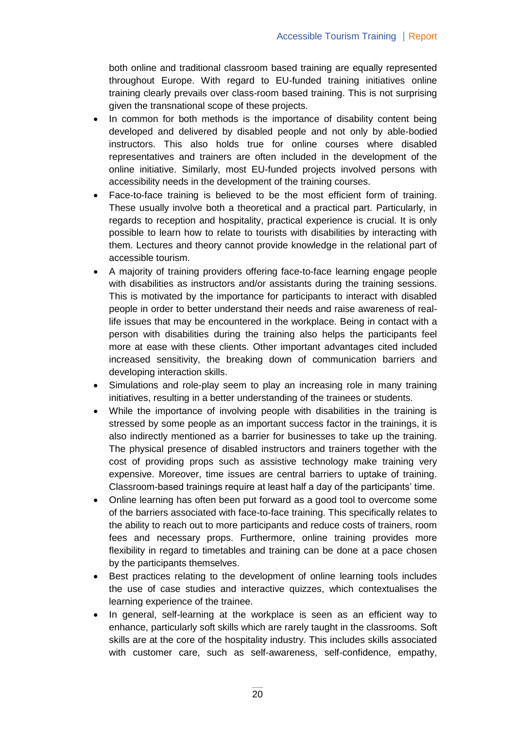both online and traditional classroom based training are equally represented throughout Europe. With regard to EU-funded training initiatives online training clearly prevails over class-room based training. This is not surprising given the transnational scope of these projects.

- In common for both methods is the importance of disability content being developed and delivered by disabled people and not only by able-bodied instructors. This also holds true for online courses where disabled representatives and trainers are often included in the development of the online initiative. Similarly, most EU-funded projects involved persons with accessibility needs in the development of the training courses.
- Face-to-face training is believed to be the most efficient form of training. These usually involve both a theoretical and a practical part. Particularly, in regards to reception and hospitality, practical experience is crucial. It is only possible to learn how to relate to tourists with disabilities by interacting with them. Lectures and theory cannot provide knowledge in the relational part of accessible tourism.
- A majority of training providers offering face-to-face learning engage people with disabilities as instructors and/or assistants during the training sessions. This is motivated by the importance for participants to interact with disabled people in order to better understand their needs and raise awareness of real-life issues that may be encountered in the workplace. Being in contact with a person with disabilities during the training also helps the participants feel more at ease with these clients. Other important advantages cited included increased sensitivity, the breaking down of communication barriers and developing interaction skills.
- Simulations and role-play seem to play an increasing role in many training initiatives, resulting in a better understanding of the trainees or students.
- While the importance of involving people with disabilities in the training is stressed by some people as an important success factor in the trainings, it is also indirectly mentioned as a barrier for businesses to take up the training. The physical presence of disabled instructors and trainers together with the cost of providing props such as assistive technology make training very expensive. Moreover, time issues are central barriers to uptake of training. Classroom-based trainings require at least half a day of the participants' time.
- Online learning has often been put forward as a good tool to overcome some of the barriers associated with face-to-face training. This specifically relates to the ability to reach out to more participants and reduce costs of trainers, room fees and necessary props. Furthermore, online training provides more flexibility in regard to timetables and training can be done at a pace chosen by the participants themselves.
- Best practices relating to the development of online learning tools includes the use of case studies and interactive quizzes, which contextualises the learning experience of the trainee.
- In general, self-learning at the workplace is seen as an efficient way to enhance, particularly soft skills which are rarely taught in the classrooms. Soft skills are at the core of the hospitality industry. This includes skills associated with customer care, such as self-awareness, self-confidence, empathy,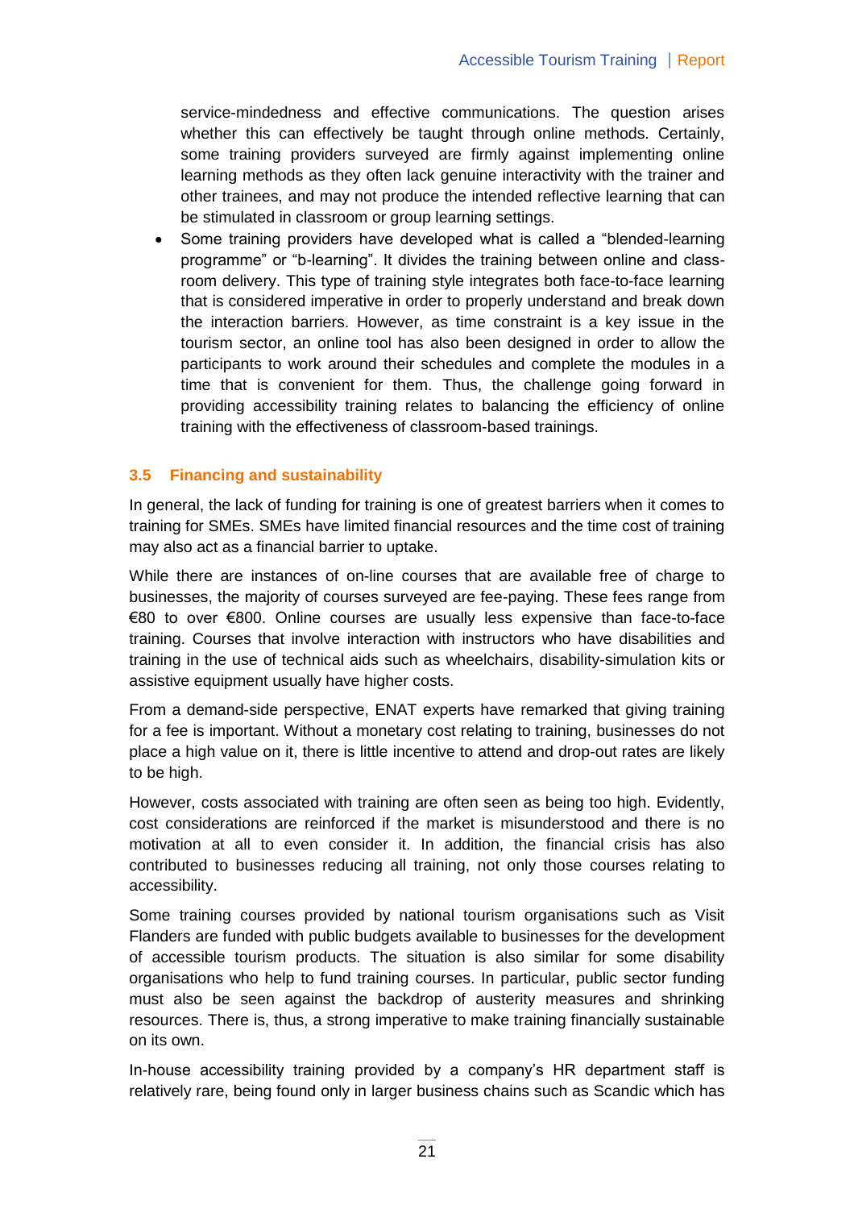service-mindedness and effective communications. The question arises whether this can effectively be taught through online methods. Certainly, some training providers surveyed are firmly against implementing online learning methods as they often lack genuine interactivity with the trainer and other trainees, and may not produce the intended reflective learning that can be stimulated in classroom or group learning settings.

- Some training providers have developed what is called a "blended-learning programme" or "b-learning". It divides the training between online and class-room delivery. This type of training style integrates both face-to-face learning that is considered imperative in order to properly understand and break down the interaction barriers. However, as time constraint is a key issue in the tourism sector, an online tool has also been designed in order to allow the participants to work around their schedules and complete the modules in a time that is convenient for them. Thus, the challenge going forward in providing accessibility training relates to balancing the efficiency of online training with the effectiveness of classroom-based trainings.

### 3.5 Financing and sustainability

In general, the lack of funding for training is one of greatest barriers when it comes to training for SMEs. SMEs have limited financial resources and the time cost of training may also act as a financial barrier to uptake.

While there are instances of on-line courses that are available free of charge to businesses, the majority of courses surveyed are fee-paying. These fees range from €80 to over €800. Online courses are usually less expensive than face-to-face training. Courses that involve interaction with instructors who have disabilities and training in the use of technical aids such as wheelchairs, disability-simulation kits or assistive equipment usually have higher costs.

From a demand-side perspective, ENAT experts have remarked that giving training for a fee is important. Without a monetary cost relating to training, businesses do not place a high value on it, there is little incentive to attend and drop-out rates are likely to be high.

However, costs associated with training are often seen as being too high. Evidently, cost considerations are reinforced if the market is misunderstood and there is no motivation at all to even consider it. In addition, the financial crisis has also contributed to businesses reducing all training, not only those courses relating to accessibility.

Some training courses provided by national tourism organisations such as Visit Flanders are funded with public budgets available to businesses for the development of accessible tourism products. The situation is also similar for some disability organisations who help to fund training courses. In particular, public sector funding must also be seen against the backdrop of austerity measures and shrinking resources. There is, thus, a strong imperative to make training financially sustainable on its own.

In-house accessibility training provided by a company's HR department staff is relatively rare, being found only in larger business chains such as Scandic which has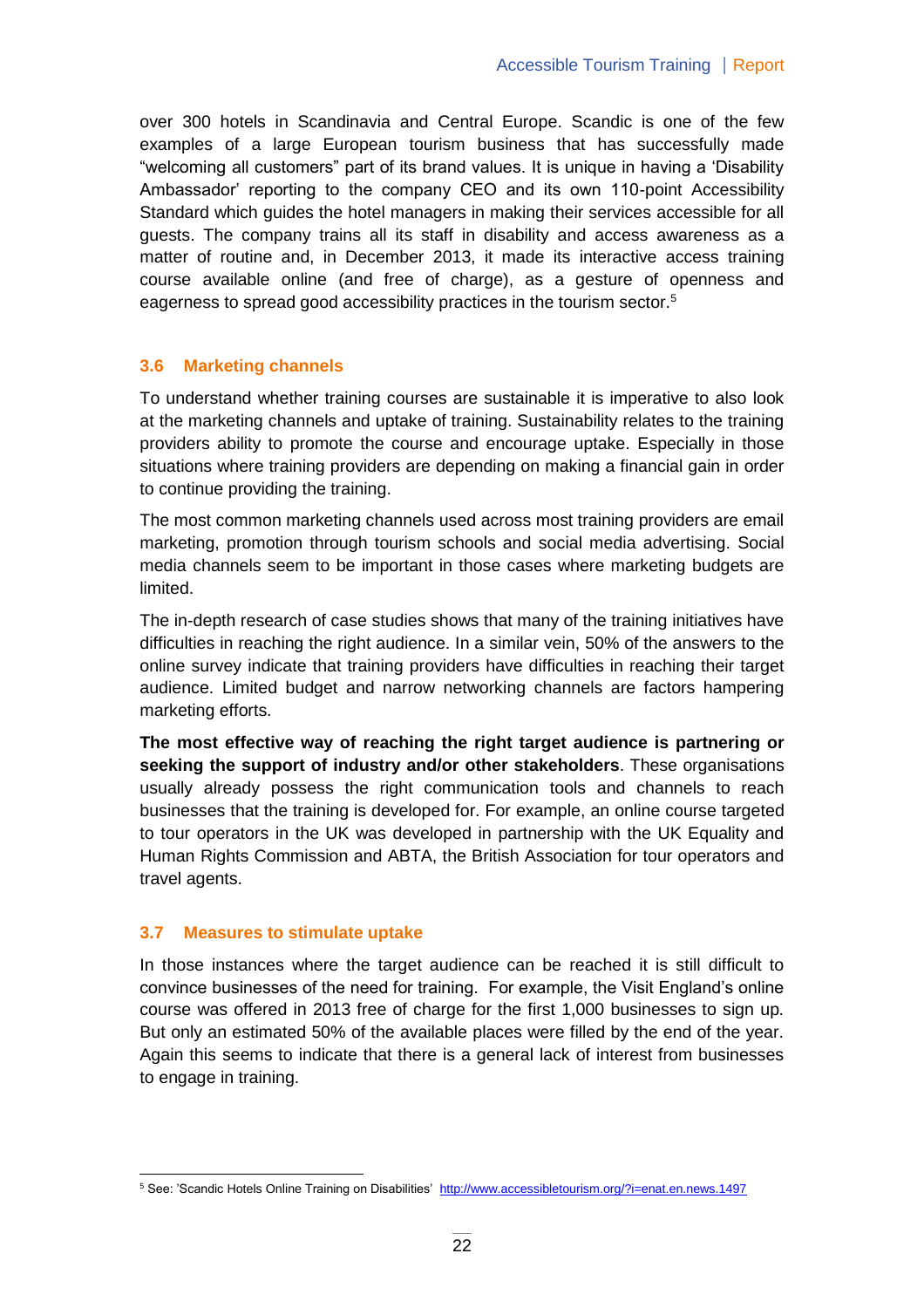over 300 hotels in Scandinavia and Central Europe. Scandic is one of the few examples of a large European tourism business that has successfully made "welcoming all customers" part of its brand values. It is unique in having a 'Disability Ambassador' reporting to the company CEO and its own 110-point Accessibility Standard which guides the hotel managers in making their services accessible for all guests. The company trains all its staff in disability and access awareness as a matter of routine and, in December 2013, it made its interactive access training course available online (and free of charge), as a gesture of openness and eagerness to spread good accessibility practices in the tourism sector.[5]

### 3.6 Marketing channels

To understand whether training courses are sustainable it is imperative to also look at the marketing channels and uptake of training. Sustainability relates to the training providers ability to promote the course and encourage uptake. Especially in those situations where training providers are depending on making a financial gain in order to continue providing the training.

The most common marketing channels used across most training providers are email marketing, promotion through tourism schools and social media advertising. Social media channels seem to be important in those cases where marketing budgets are limited.

The in-depth research of case studies shows that many of the training initiatives have difficulties in reaching the right audience. In a similar vein, 50% of the answers to the online survey indicate that training providers have difficulties in reaching their target audience. Limited budget and narrow networking channels are factors hampering marketing efforts.

**The most effective way of reaching the right target audience is partnering or seeking the support of industry and/or other stakeholders**. These organisations usually already possess the right communication tools and channels to reach businesses that the training is developed for. For example, an online course targeted to tour operators in the UK was developed in partnership with the UK Equality and Human Rights Commission and ABTA, the British Association for tour operators and travel agents.

### 3.7 Measures to stimulate uptake

In those instances where the target audience can be reached it is still difficult to convince businesses of the need for training. For example, the Visit England's online course was offered in 2013 free of charge for the first 1,000 businesses to sign up. But only an estimated 50% of the available places were filled by the end of the year. Again this seems to indicate that there is a general lack of interest from businesses to engage in training.

---

[5] See: 'Scandic Hotels Online Training on Disabilities' http://www.accessibletourism.org/?i=enat.en.news.1497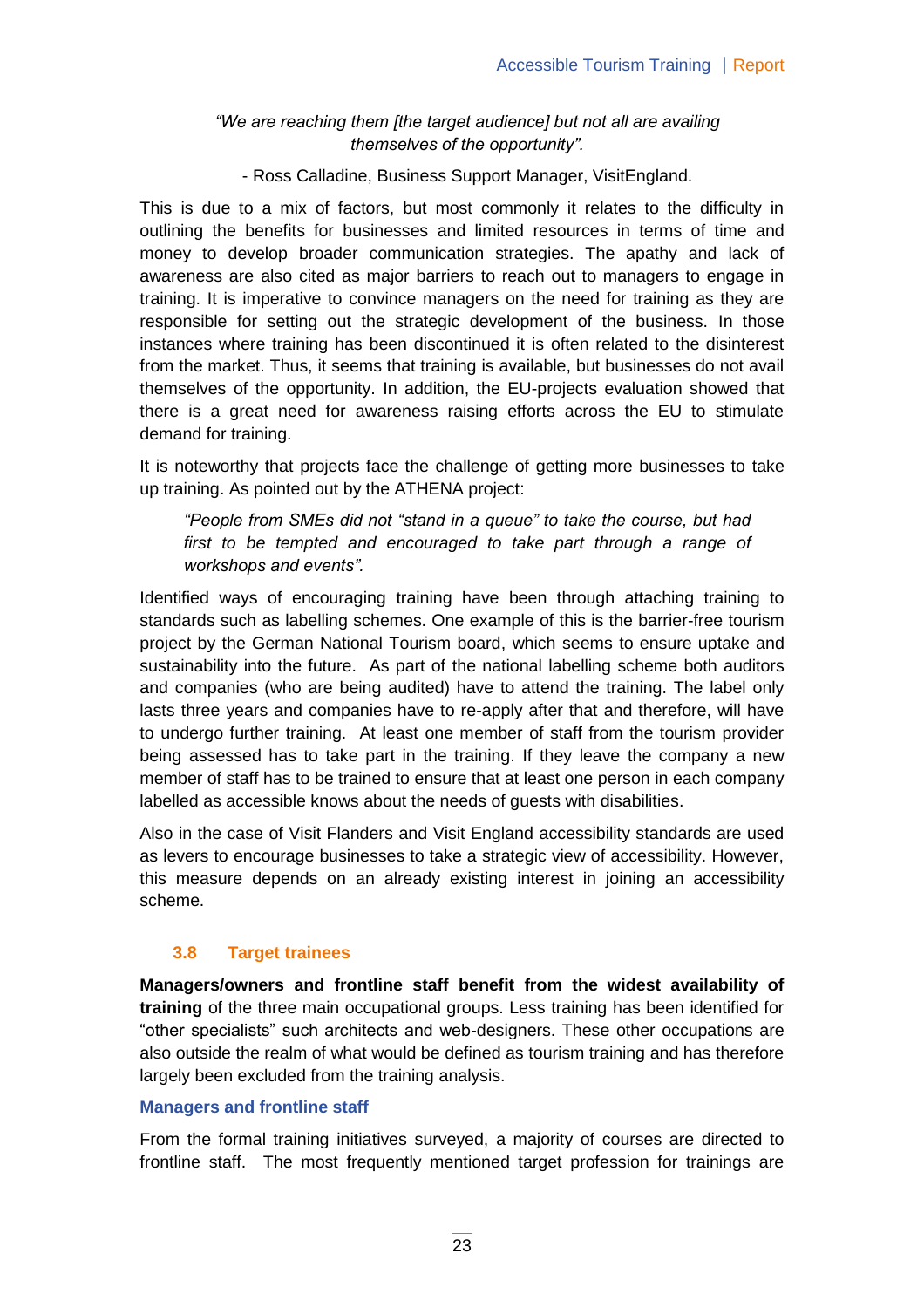*"We are reaching them [the target audience] but not all are availing themselves of the opportunity".*

- Ross Calladine, Business Support Manager, VisitEngland.

This is due to a mix of factors, but most commonly it relates to the difficulty in outlining the benefits for businesses and limited resources in terms of time and money to develop broader communication strategies. The apathy and lack of awareness are also cited as major barriers to reach out to managers to engage in training. It is imperative to convince managers on the need for training as they are responsible for setting out the strategic development of the business. In those instances where training has been discontinued it is often related to the disinterest from the market. Thus, it seems that training is available, but businesses do not avail themselves of the opportunity. In addition, the EU-projects evaluation showed that there is a great need for awareness raising efforts across the EU to stimulate demand for training.

It is noteworthy that projects face the challenge of getting more businesses to take up training. As pointed out by the ATHENA project:

> *"People from SMEs did not "stand in a queue" to take the course, but had first to be tempted and encouraged to take part through a range of workshops and events".*

Identified ways of encouraging training have been through attaching training to standards such as labelling schemes. One example of this is the barrier-free tourism project by the German National Tourism board, which seems to ensure uptake and sustainability into the future. As part of the national labelling scheme both auditors and companies (who are being audited) have to attend the training. The label only lasts three years and companies have to re-apply after that and therefore, will have to undergo further training. At least one member of staff from the tourism provider being assessed has to take part in the training. If they leave the company a new member of staff has to be trained to ensure that at least one person in each company labelled as accessible knows about the needs of guests with disabilities.

Also in the case of Visit Flanders and Visit England accessibility standards are used as levers to encourage businesses to take a strategic view of accessibility. However, this measure depends on an already existing interest in joining an accessibility scheme.

### 3.8 Target trainees

**Managers/owners and frontline staff benefit from the widest availability of training** of the three main occupational groups. Less training has been identified for "other specialists" such architects and web-designers. These other occupations are also outside the realm of what would be defined as tourism training and has therefore largely been excluded from the training analysis.

#### Managers and frontline staff

From the formal training initiatives surveyed, a majority of courses are directed to frontline staff. The most frequently mentioned target profession for trainings are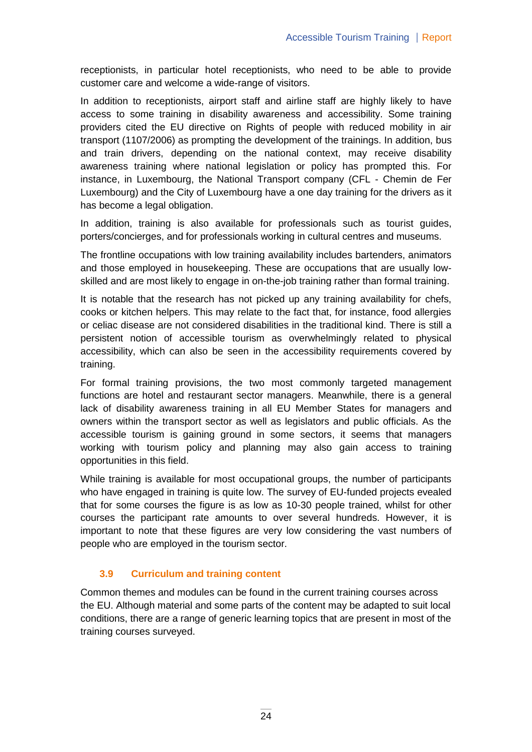receptionists, in particular hotel receptionists, who need to be able to provide customer care and welcome a wide-range of visitors.

In addition to receptionists, airport staff and airline staff are highly likely to have access to some training in disability awareness and accessibility. Some training providers cited the EU directive on Rights of people with reduced mobility in air transport (1107/2006) as prompting the development of the trainings. In addition, bus and train drivers, depending on the national context, may receive disability awareness training where national legislation or policy has prompted this. For instance, in Luxembourg, the National Transport company (CFL - Chemin de Fer Luxembourg) and the City of Luxembourg have a one day training for the drivers as it has become a legal obligation.

In addition, training is also available for professionals such as tourist guides, porters/concierges, and for professionals working in cultural centres and museums.

The frontline occupations with low training availability includes bartenders, animators and those employed in housekeeping. These are occupations that are usually low-skilled and are most likely to engage in on-the-job training rather than formal training.

It is notable that the research has not picked up any training availability for chefs, cooks or kitchen helpers. This may relate to the fact that, for instance, food allergies or celiac disease are not considered disabilities in the traditional kind. There is still a persistent notion of accessible tourism as overwhelmingly related to physical accessibility, which can also be seen in the accessibility requirements covered by training.

For formal training provisions, the two most commonly targeted management functions are hotel and restaurant sector managers. Meanwhile, there is a general lack of disability awareness training in all EU Member States for managers and owners within the transport sector as well as legislators and public officials. As the accessible tourism is gaining ground in some sectors, it seems that managers working with tourism policy and planning may also gain access to training opportunities in this field.

While training is available for most occupational groups, the number of participants who have engaged in training is quite low. The survey of EU-funded projects evealed that for some courses the figure is as low as 10-30 people trained, whilst for other courses the participant rate amounts to over several hundreds. However, it is important to note that these figures are very low considering the vast numbers of people who are employed in the tourism sector.

### 3.9 Curriculum and training content

Common themes and modules can be found in the current training courses across the EU. Although material and some parts of the content may be adapted to suit local conditions, there are a range of generic learning topics that are present in most of the training courses surveyed.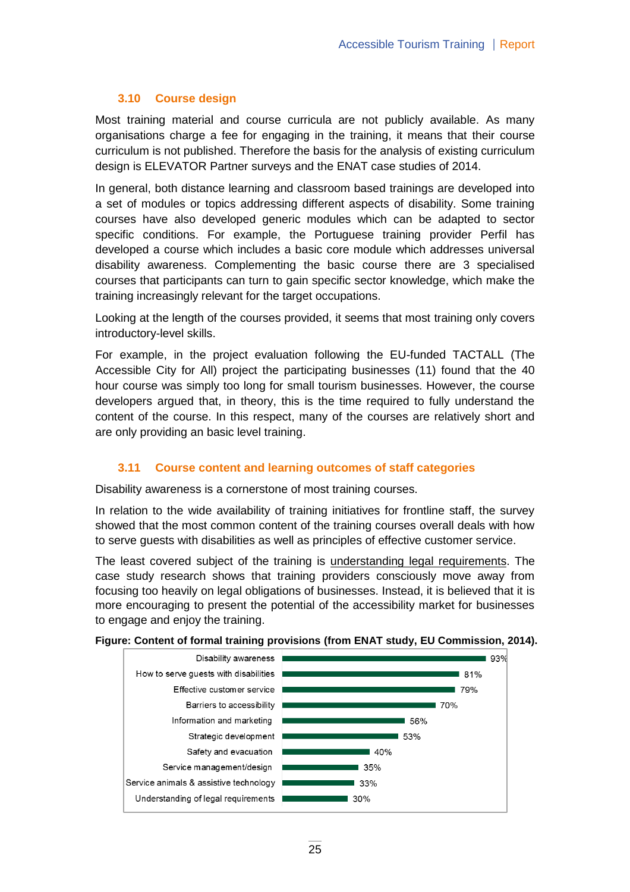### 3.10 Course design

Most training material and course curricula are not publicly available. As many organisations charge a fee for engaging in the training, it means that their course curriculum is not published. Therefore the basis for the analysis of existing curriculum design is ELEVATOR Partner surveys and the ENAT case studies of 2014.

In general, both distance learning and classroom based trainings are developed into a set of modules or topics addressing different aspects of disability. Some training courses have also developed generic modules which can be adapted to sector specific conditions. For example, the Portuguese training provider Perfil has developed a course which includes a basic core module which addresses universal disability awareness. Complementing the basic course there are 3 specialised courses that participants can turn to gain specific sector knowledge, which make the training increasingly relevant for the target occupations.

Looking at the length of the courses provided, it seems that most training only covers introductory-level skills.

For example, in the project evaluation following the EU-funded TACTALL (The Accessible City for All) project the participating businesses (11) found that the 40 hour course was simply too long for small tourism businesses. However, the course developers argued that, in theory, this is the time required to fully understand the content of the course. In this respect, many of the courses are relatively short and are only providing an basic level training.

### 3.11 Course content and learning outcomes of staff categories

Disability awareness is a cornerstone of most training courses.

In relation to the wide availability of training initiatives for frontline staff, the survey showed that the most common content of the training courses overall deals with how to serve guests with disabilities as well as principles of effective customer service.

The least covered subject of the training is understanding legal requirements. The case study research shows that training providers consciously move away from focusing too heavily on legal obligations of businesses. Instead, it is believed that it is more encouraging to present the potential of the accessibility market for businesses to engage and enjoy the training.

**Figure: Content of formal training provisions (from ENAT study, EU Commission, 2014).**

| Content | Share |
|---|---|
| Disability awareness | 93% |
| How to serve guests with disabilities | 81% |
| Effective customer service | 79% |
| Barriers to accessibility | 70% |
| Information and marketing | 56% |
| Strategic development | 53% |
| Safety and evacuation | 40% |
| Service management/design | 35% |
| Service animals & assistive technology | 33% |
| Understanding of legal requirements | 30% |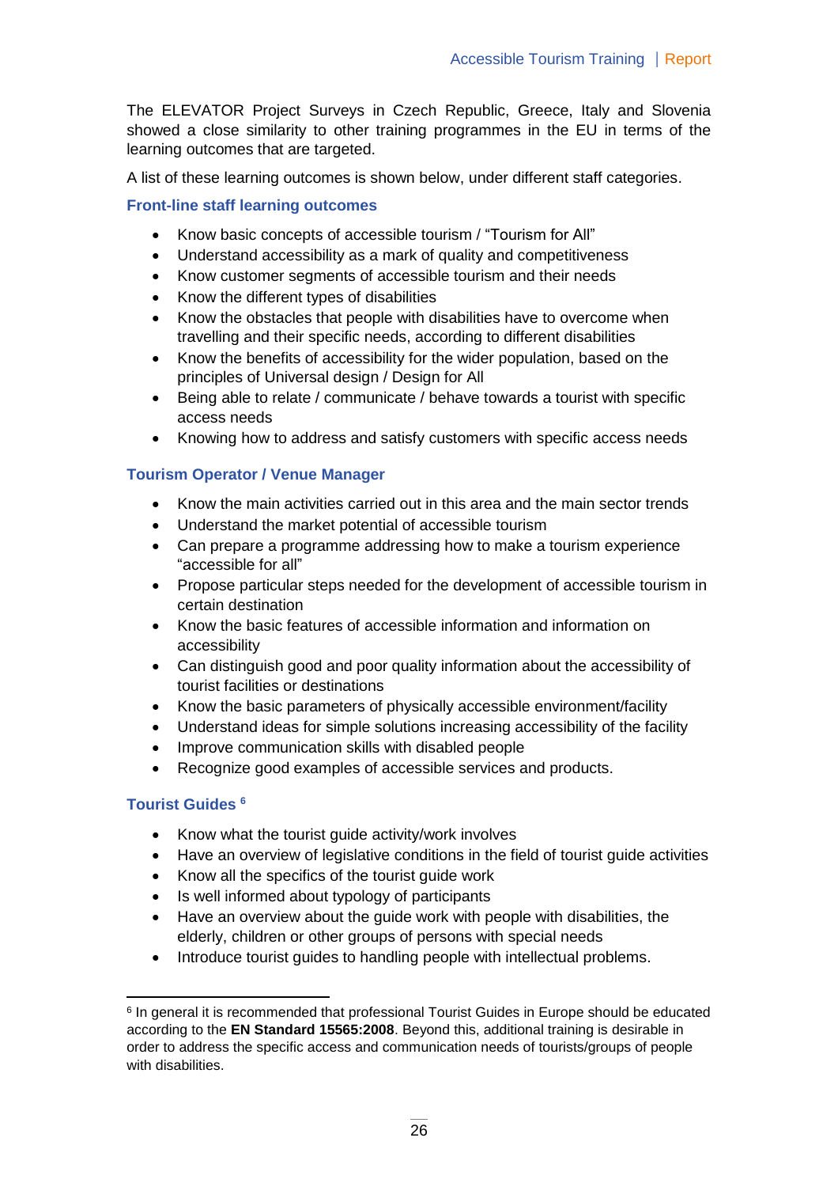The ELEVATOR Project Surveys in Czech Republic, Greece, Italy and Slovenia showed a close similarity to other training programmes in the EU in terms of the learning outcomes that are targeted.

A list of these learning outcomes is shown below, under different staff categories.

### Front-line staff learning outcomes

- Know basic concepts of accessible tourism / "Tourism for All"
- Understand accessibility as a mark of quality and competitiveness
- Know customer segments of accessible tourism and their needs
- Know the different types of disabilities
- Know the obstacles that people with disabilities have to overcome when travelling and their specific needs, according to different disabilities
- Know the benefits of accessibility for the wider population, based on the principles of Universal design / Design for All
- Being able to relate / communicate / behave towards a tourist with specific access needs
- Knowing how to address and satisfy customers with specific access needs

### Tourism Operator / Venue Manager

- Know the main activities carried out in this area and the main sector trends
- Understand the market potential of accessible tourism
- Can prepare a programme addressing how to make a tourism experience "accessible for all"
- Propose particular steps needed for the development of accessible tourism in certain destination
- Know the basic features of accessible information and information on accessibility
- Can distinguish good and poor quality information about the accessibility of tourist facilities or destinations
- Know the basic parameters of physically accessible environment/facility
- Understand ideas for simple solutions increasing accessibility of the facility
- Improve communication skills with disabled people
- Recognize good examples of accessible services and products.

### Tourist Guides [6]

- Know what the tourist guide activity/work involves
- Have an overview of legislative conditions in the field of tourist guide activities
- Know all the specifics of the tourist guide work
- Is well informed about typology of participants
- Have an overview about the guide work with people with disabilities, the elderly, children or other groups of persons with special needs
- Introduce tourist guides to handling people with intellectual problems.

[6] In general it is recommended that professional Tourist Guides in Europe should be educated according to the **EN Standard 15565:2008**. Beyond this, additional training is desirable in order to address the specific access and communication needs of tourists/groups of people with disabilities.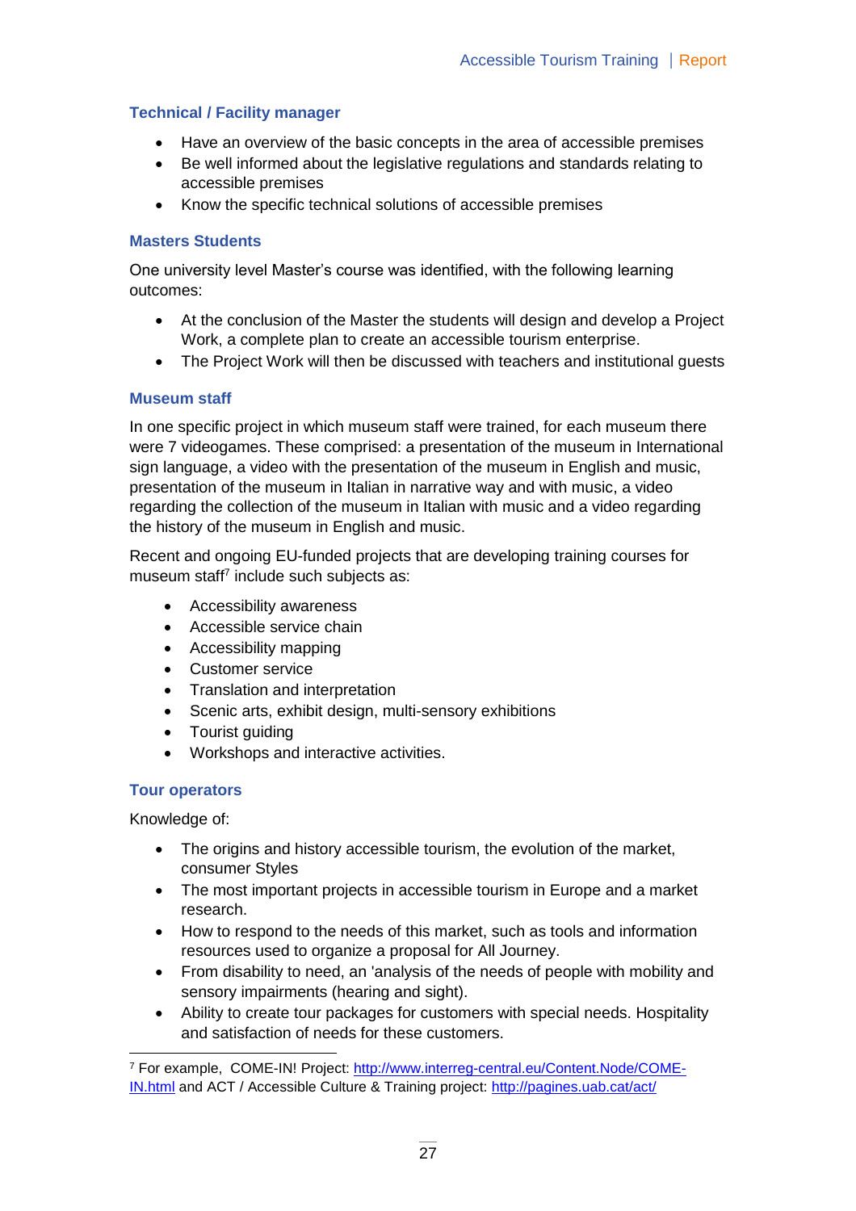### Technical / Facility manager

- Have an overview of the basic concepts in the area of accessible premises
- Be well informed about the legislative regulations and standards relating to accessible premises
- Know the specific technical solutions of accessible premises

### Masters Students

One university level Master's course was identified, with the following learning outcomes:

- At the conclusion of the Master the students will design and develop a Project Work, a complete plan to create an accessible tourism enterprise.
- The Project Work will then be discussed with teachers and institutional guests

### Museum staff

In one specific project in which museum staff were trained, for each museum there were 7 videogames. These comprised: a presentation of the museum in International sign language, a video with the presentation of the museum in English and music, presentation of the museum in Italian in narrative way and with music, a video regarding the collection of the museum in Italian with music and a video regarding the history of the museum in English and music.

Recent and ongoing EU-funded projects that are developing training courses for museum staff[7] include such subjects as:

- Accessibility awareness
- Accessible service chain
- Accessibility mapping
- Customer service
- Translation and interpretation
- Scenic arts, exhibit design, multi-sensory exhibitions
- Tourist guiding
- Workshops and interactive activities.

### Tour operators

Knowledge of:

- The origins and history accessible tourism, the evolution of the market, consumer Styles
- The most important projects in accessible tourism in Europe and a market research.
- How to respond to the needs of this market, such as tools and information resources used to organize a proposal for All Journey.
- From disability to need, an 'analysis of the needs of people with mobility and sensory impairments (hearing and sight).
- Ability to create tour packages for customers with special needs. Hospitality and satisfaction of needs for these customers.

---

[7] For example, COME-IN! Project: http://www.interreg-central.eu/Content.Node/COME-IN.html and ACT / Accessible Culture & Training project: http://pagines.uab.cat/act/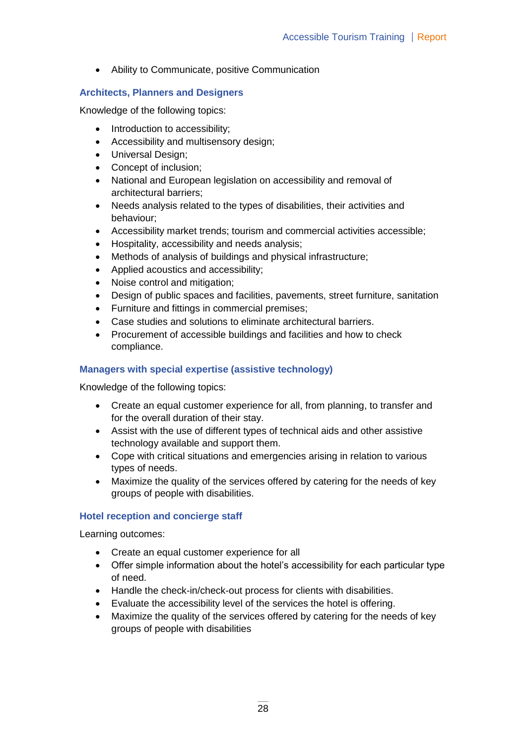- Ability to Communicate, positive Communication

### Architects, Planners and Designers

Knowledge of the following topics:

- Introduction to accessibility;
- Accessibility and multisensory design;
- Universal Design;
- Concept of inclusion;
- National and European legislation on accessibility and removal of architectural barriers;
- Needs analysis related to the types of disabilities, their activities and behaviour;
- Accessibility market trends; tourism and commercial activities accessible;
- Hospitality, accessibility and needs analysis;
- Methods of analysis of buildings and physical infrastructure;
- Applied acoustics and accessibility;
- Noise control and mitigation;
- Design of public spaces and facilities, pavements, street furniture, sanitation
- Furniture and fittings in commercial premises;
- Case studies and solutions to eliminate architectural barriers.
- Procurement of accessible buildings and facilities and how to check compliance.

### Managers with special expertise (assistive technology)

Knowledge of the following topics:

- Create an equal customer experience for all, from planning, to transfer and for the overall duration of their stay.
- Assist with the use of different types of technical aids and other assistive technology available and support them.
- Cope with critical situations and emergencies arising in relation to various types of needs.
- Maximize the quality of the services offered by catering for the needs of key groups of people with disabilities.

### Hotel reception and concierge staff

Learning outcomes:

- Create an equal customer experience for all
- Offer simple information about the hotel's accessibility for each particular type of need.
- Handle the check-in/check-out process for clients with disabilities.
- Evaluate the accessibility level of the services the hotel is offering.
- Maximize the quality of the services offered by catering for the needs of key groups of people with disabilities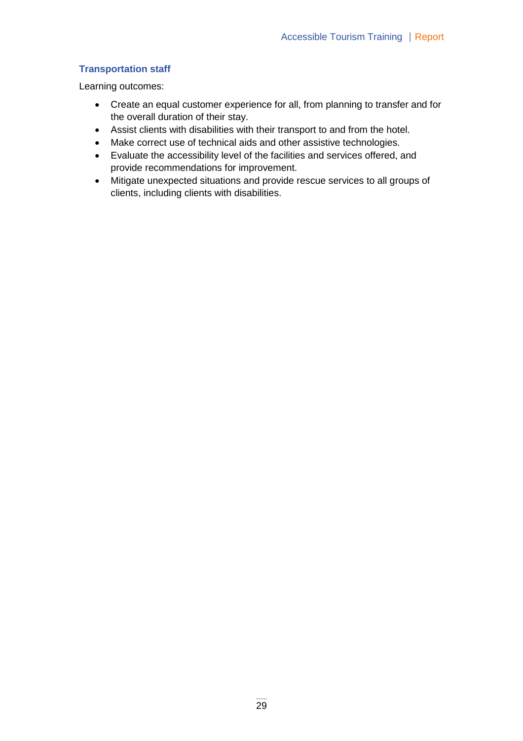### Transportation staff

Learning outcomes:

- Create an equal customer experience for all, from planning to transfer and for the overall duration of their stay.
- Assist clients with disabilities with their transport to and from the hotel.
- Make correct use of technical aids and other assistive technologies.
- Evaluate the accessibility level of the facilities and services offered, and provide recommendations for improvement.
- Mitigate unexpected situations and provide rescue services to all groups of clients, including clients with disabilities.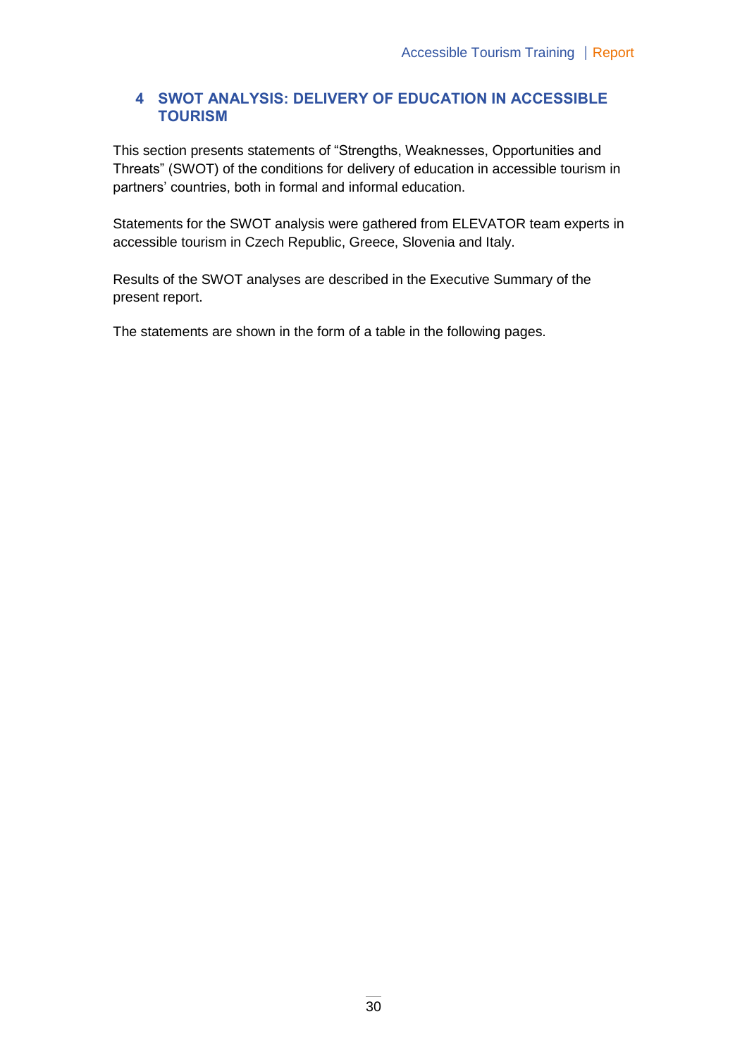# 4 SWOT ANALYSIS: DELIVERY OF EDUCATION IN ACCESSIBLE TOURISM

This section presents statements of "Strengths, Weaknesses, Opportunities and Threats" (SWOT) of the conditions for delivery of education in accessible tourism in partners' countries, both in formal and informal education.

Statements for the SWOT analysis were gathered from ELEVATOR team experts in accessible tourism in Czech Republic, Greece, Slovenia and Italy.

Results of the SWOT analyses are described in the Executive Summary of the present report.

The statements are shown in the form of a table in the following pages.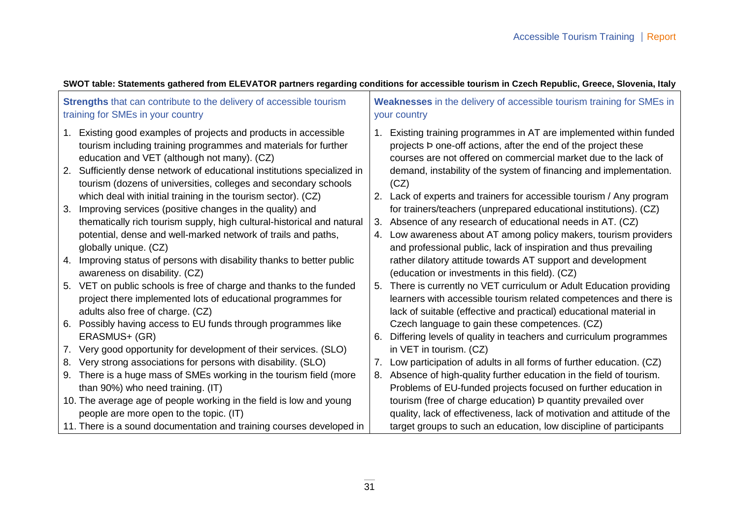**SWOT table: Statements gathered from ELEVATOR partners regarding conditions for accessible tourism in Czech Republic, Greece, Slovenia, Italy**

| **Strengths** that can contribute to the delivery of accessible tourism training for SMEs in your country | **Weaknesses** in the delivery of accessible tourism training for SMEs in your country |
|---|---|
| 1. Existing good examples of projects and products in accessible tourism including training programmes and materials for further education and VET (although not many). (CZ)<br>2. Sufficiently dense network of educational institutions specialized in tourism (dozens of universities, colleges and secondary schools which deal with initial training in the tourism sector). (CZ)<br>3. Improving services (positive changes in the quality) and thematically rich tourism supply, high cultural-historical and natural potential, dense and well-marked network of trails and paths, globally unique. (CZ)<br>4. Improving status of persons with disability thanks to better public awareness on disability. (CZ)<br>5. VET on public schools is free of charge and thanks to the funded project there implemented lots of educational programmes for adults also free of charge. (CZ)<br>6. Possibly having access to EU funds through programmes like ERASMUS+ (GR)<br>7. Very good opportunity for development of their services. (SLO)<br>8. Very strong associations for persons with disability. (SLO)<br>9. There is a huge mass of SMEs working in the tourism field (more than 90%) who need training. (IT)<br>10. The average age of people working in the field is low and young people are more open to the topic. (IT)<br>11. There is a sound documentation and training courses developed in | 1. Existing training programmes in AT are implemented within funded projects Þ one-off actions, after the end of the project these courses are not offered on commercial market due to the lack of demand, instability of the system of financing and implementation. (CZ)<br>2. Lack of experts and trainers for accessible tourism / Any program for trainers/teachers (unprepared educational institutions). (CZ)<br>3. Absence of any research of educational needs in AT. (CZ)<br>4. Low awareness about AT among policy makers, tourism providers and professional public, lack of inspiration and thus prevailing rather dilatory attitude towards AT support and development (education or investments in this field). (CZ)<br>5. There is currently no VET curriculum or Adult Education providing learners with accessible tourism related competences and there is lack of suitable (effective and practical) educational material in Czech language to gain these competences. (CZ)<br>6. Differing levels of quality in teachers and curriculum programmes in VET in tourism. (CZ)<br>7. Low participation of adults in all forms of further education. (CZ)<br>8. Absence of high-quality further education in the field of tourism. Problems of EU-funded projects focused on further education in tourism (free of charge education) Þ quantity prevailed over quality, lack of effectiveness, lack of motivation and attitude of the target groups to such an education, low discipline of participants |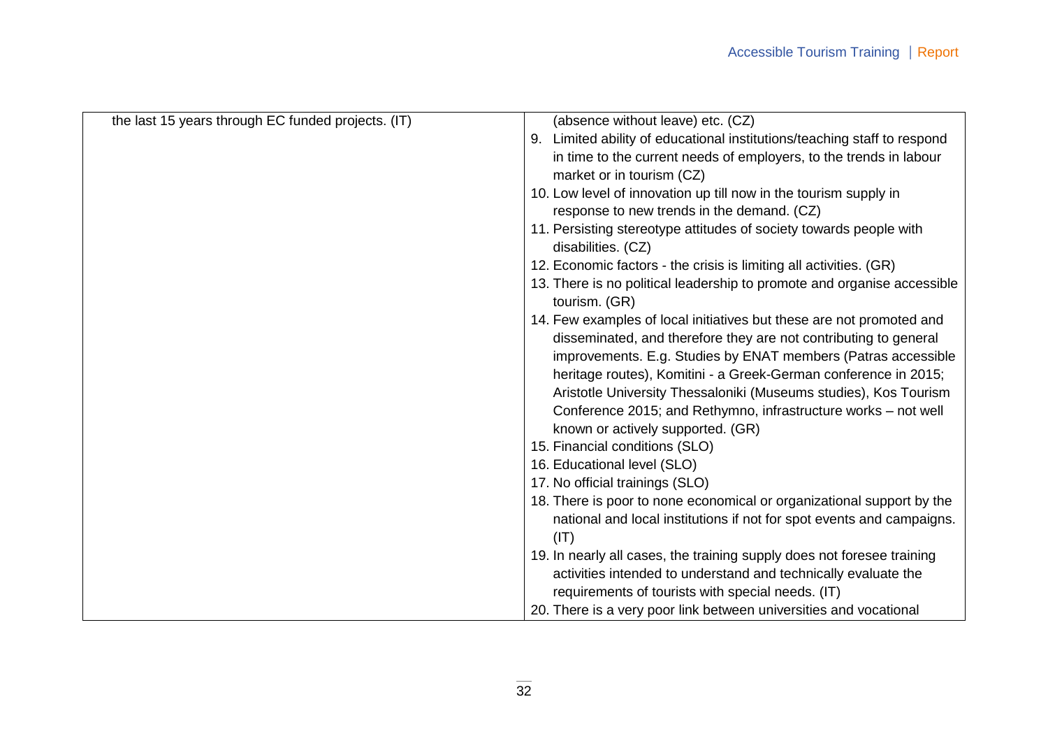| the last 15 years through EC funded projects. (IT) | (absence without leave) etc. (CZ)<br>9. Limited ability of educational institutions/teaching staff to respond in time to the current needs of employers, to the trends in labour market or in tourism (CZ)<br>10. Low level of innovation up till now in the tourism supply in response to new trends in the demand. (CZ)<br>11. Persisting stereotype attitudes of society towards people with disabilities. (CZ)<br>12. Economic factors - the crisis is limiting all activities. (GR)<br>13. There is no political leadership to promote and organise accessible tourism. (GR)<br>14. Few examples of local initiatives but these are not promoted and disseminated, and therefore they are not contributing to general improvements. E.g. Studies by ENAT members (Patras accessible heritage routes), Komitini - a Greek-German conference in 2015; Aristotle University Thessaloniki (Museums studies), Kos Tourism Conference 2015; and Rethymno, infrastructure works – not well known or actively supported. (GR)<br>15. Financial conditions (SLO)<br>16. Educational level (SLO)<br>17. No official trainings (SLO)<br>18. There is poor to none economical or organizational support by the national and local institutions if not for spot events and campaigns. (IT)<br>19. In nearly all cases, the training supply does not foresee training activities intended to understand and technically evaluate the requirements of tourists with special needs. (IT)<br>20. There is a very poor link between universities and vocational |
|---|---|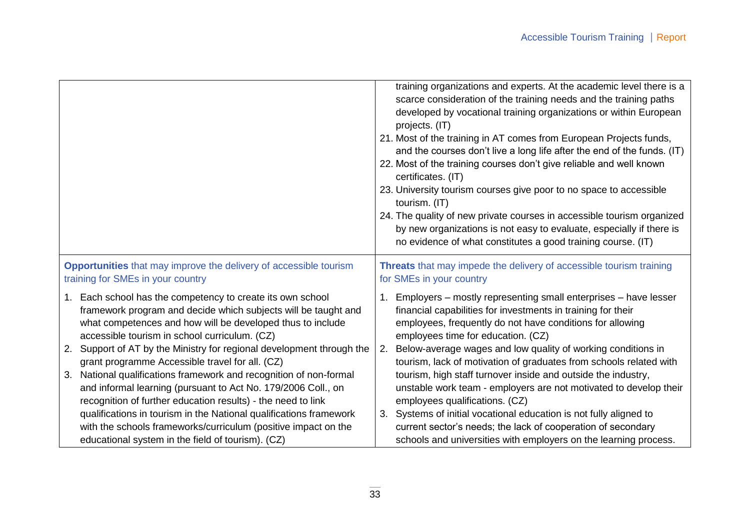| | |
|---|---|
| | training organizations and experts. At the academic level there is a scarce consideration of the training needs and the training paths developed by vocational training organizations or within European projects. (IT)<br>21. Most of the training in AT comes from European Projects funds, and the courses don't live a long life after the end of the funds. (IT)<br>22. Most of the training courses don't give reliable and well known certificates. (IT)<br>23. University tourism courses give poor to no space to accessible tourism. (IT)<br>24. The quality of new private courses in accessible tourism organized by new organizations is not easy to evaluate, especially if there is no evidence of what constitutes a good training course. (IT) |
| **Opportunities** that may improve the delivery of accessible tourism training for SMEs in your country | **Threats** that may impede the delivery of accessible tourism training for SMEs in your country |
| 1. Each school has the competency to create its own school framework program and decide which subjects will be taught and what competences and how will be developed thus to include accessible tourism in school curriculum. (CZ)<br>2. Support of AT by the Ministry for regional development through the grant programme Accessible travel for all. (CZ)<br>3. National qualifications framework and recognition of non-formal and informal learning (pursuant to Act No. 179/2006 Coll., on recognition of further education results) - the need to link qualifications in tourism in the National qualifications framework with the schools frameworks/curriculum (positive impact on the educational system in the field of tourism). (CZ) | 1. Employers – mostly representing small enterprises – have lesser financial capabilities for investments in training for their employees, frequently do not have conditions for allowing employees time for education. (CZ)<br>2. Below-average wages and low quality of working conditions in tourism, lack of motivation of graduates from schools related with tourism, high staff turnover inside and outside the industry, unstable work team - employers are not motivated to develop their employees qualifications. (CZ)<br>3. Systems of initial vocational education is not fully aligned to current sector's needs; the lack of cooperation of secondary schools and universities with employers on the learning process. |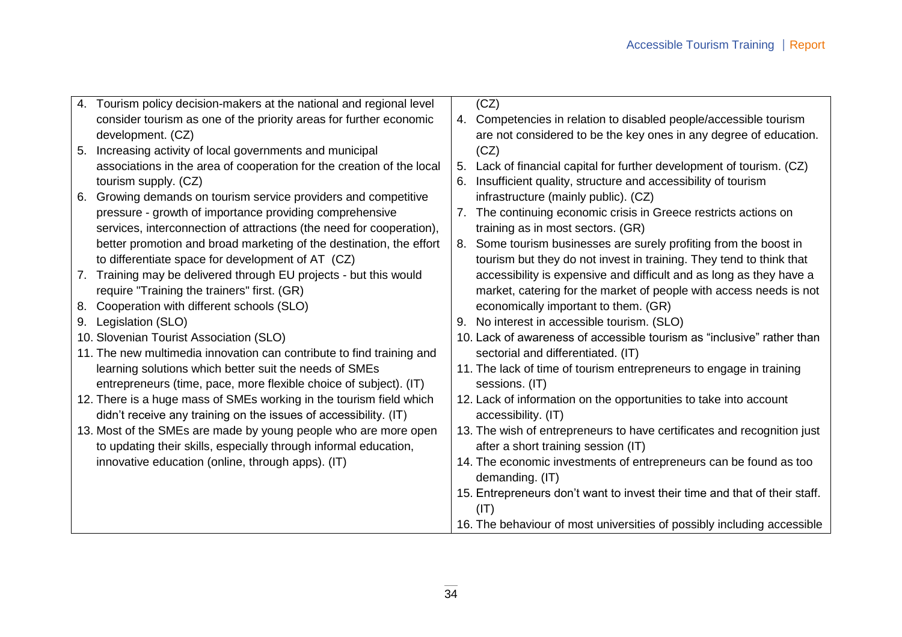| | |
|---|---|
| 4. Tourism policy decision-makers at the national and regional level consider tourism as one of the priority areas for further economic development. (CZ)<br>5. Increasing activity of local governments and municipal associations in the area of cooperation for the creation of the local tourism supply. (CZ)<br>6. Growing demands on tourism service providers and competitive pressure - growth of importance providing comprehensive services, interconnection of attractions (the need for cooperation), better promotion and broad marketing of the destination, the effort to differentiate space for development of AT (CZ)<br>7. Training may be delivered through EU projects - but this would require "Training the trainers" first. (GR)<br>8. Cooperation with different schools (SLO)<br>9. Legislation (SLO)<br>10. Slovenian Tourist Association (SLO)<br>11. The new multimedia innovation can contribute to find training and learning solutions which better suit the needs of SMEs entrepreneurs (time, pace, more flexible choice of subject). (IT)<br>12. There is a huge mass of SMEs working in the tourism field which didn't receive any training on the issues of accessibility. (IT)<br>13. Most of the SMEs are made by young people who are more open to updating their skills, especially through informal education, innovative education (online, through apps). (IT) | (CZ)<br>4. Competencies in relation to disabled people/accessible tourism are not considered to be the key ones in any degree of education. (CZ)<br>5. Lack of financial capital for further development of tourism. (CZ)<br>6. Insufficient quality, structure and accessibility of tourism infrastructure (mainly public). (CZ)<br>7. The continuing economic crisis in Greece restricts actions on training as in most sectors. (GR)<br>8. Some tourism businesses are surely profiting from the boost in tourism but they do not invest in training. They tend to think that accessibility is expensive and difficult and as long as they have a market, catering for the market of people with access needs is not economically important to them. (GR)<br>9. No interest in accessible tourism. (SLO)<br>10. Lack of awareness of accessible tourism as "inclusive" rather than sectorial and differentiated. (IT)<br>11. The lack of time of tourism entrepreneurs to engage in training sessions. (IT)<br>12. Lack of information on the opportunities to take into account accessibility. (IT)<br>13. The wish of entrepreneurs to have certificates and recognition just after a short training session (IT)<br>14. The economic investments of entrepreneurs can be found as too demanding. (IT)<br>15. Entrepreneurs don't want to invest their time and that of their staff. (IT)<br>16. The behaviour of most universities of possibly including accessible |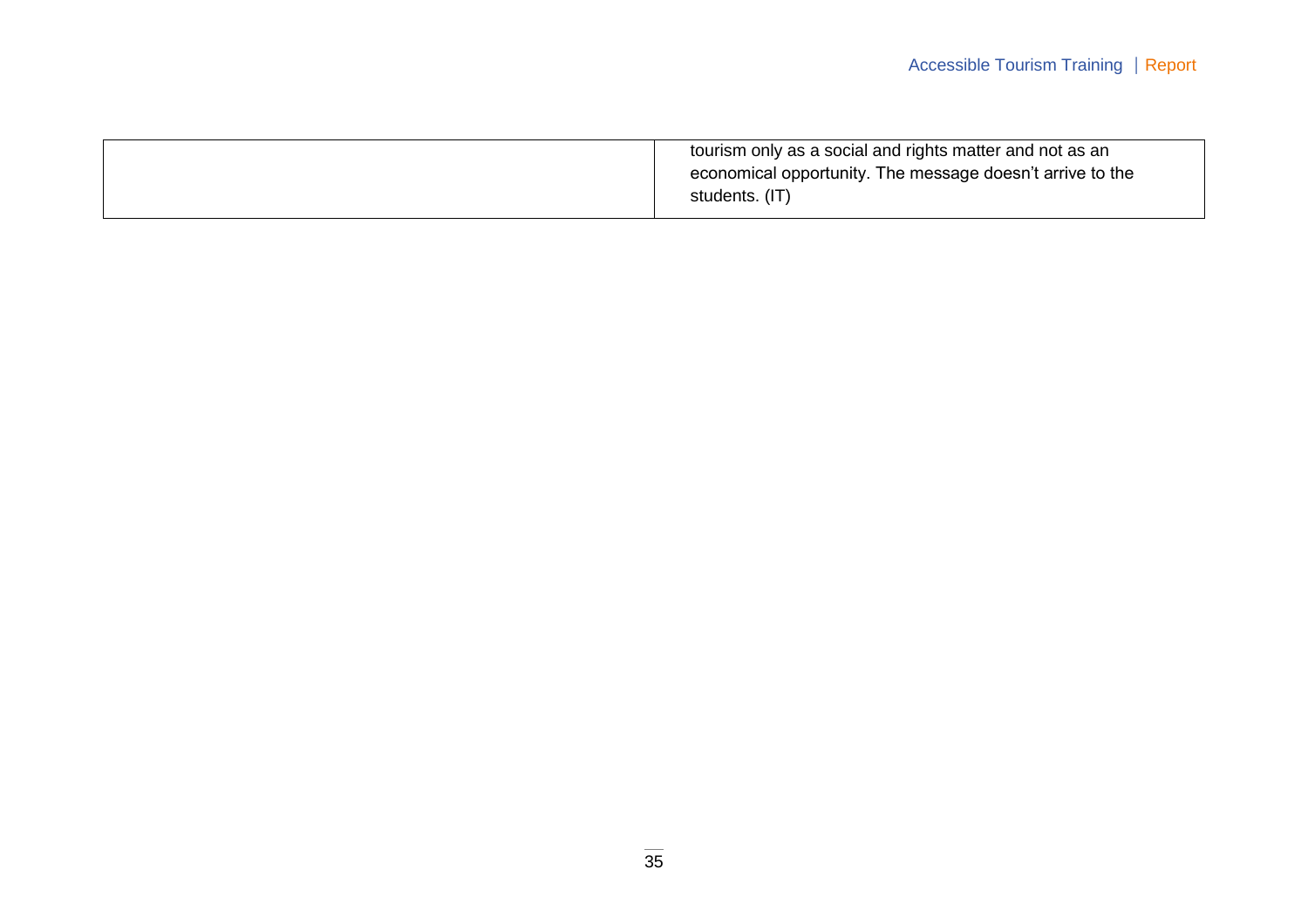| | |
|---|---|
| | tourism only as a social and rights matter and not as an economical opportunity. The message doesn't arrive to the students. (IT) |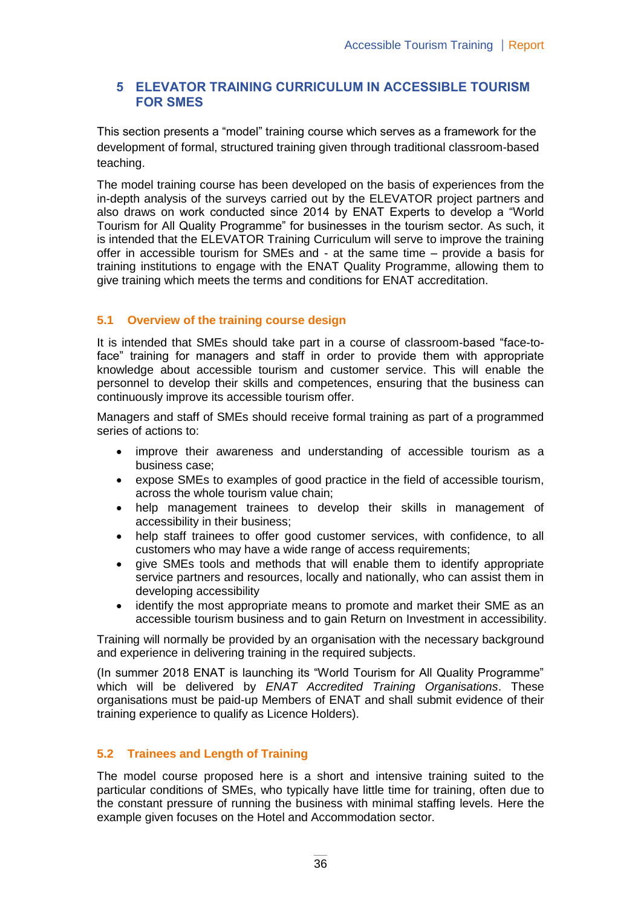## 5 ELEVATOR TRAINING CURRICULUM IN ACCESSIBLE TOURISM FOR SMES

This section presents a "model" training course which serves as a framework for the development of formal, structured training given through traditional classroom-based teaching.

The model training course has been developed on the basis of experiences from the in-depth analysis of the surveys carried out by the ELEVATOR project partners and also draws on work conducted since 2014 by ENAT Experts to develop a "World Tourism for All Quality Programme" for businesses in the tourism sector. As such, it is intended that the ELEVATOR Training Curriculum will serve to improve the training offer in accessible tourism for SMEs and - at the same time – provide a basis for training institutions to engage with the ENAT Quality Programme, allowing them to give training which meets the terms and conditions for ENAT accreditation.

### 5.1 Overview of the training course design

It is intended that SMEs should take part in a course of classroom-based "face-to-face" training for managers and staff in order to provide them with appropriate knowledge about accessible tourism and customer service. This will enable the personnel to develop their skills and competences, ensuring that the business can continuously improve its accessible tourism offer.

Managers and staff of SMEs should receive formal training as part of a programmed series of actions to:

- improve their awareness and understanding of accessible tourism as a business case;
- expose SMEs to examples of good practice in the field of accessible tourism, across the whole tourism value chain;
- help management trainees to develop their skills in management of accessibility in their business;
- help staff trainees to offer good customer services, with confidence, to all customers who may have a wide range of access requirements;
- give SMEs tools and methods that will enable them to identify appropriate service partners and resources, locally and nationally, who can assist them in developing accessibility
- identify the most appropriate means to promote and market their SME as an accessible tourism business and to gain Return on Investment in accessibility.

Training will normally be provided by an organisation with the necessary background and experience in delivering training in the required subjects.

(In summer 2018 ENAT is launching its "World Tourism for All Quality Programme" which will be delivered by *ENAT Accredited Training Organisations*. These organisations must be paid-up Members of ENAT and shall submit evidence of their training experience to qualify as Licence Holders).

### 5.2 Trainees and Length of Training

The model course proposed here is a short and intensive training suited to the particular conditions of SMEs, who typically have little time for training, often due to the constant pressure of running the business with minimal staffing levels. Here the example given focuses on the Hotel and Accommodation sector.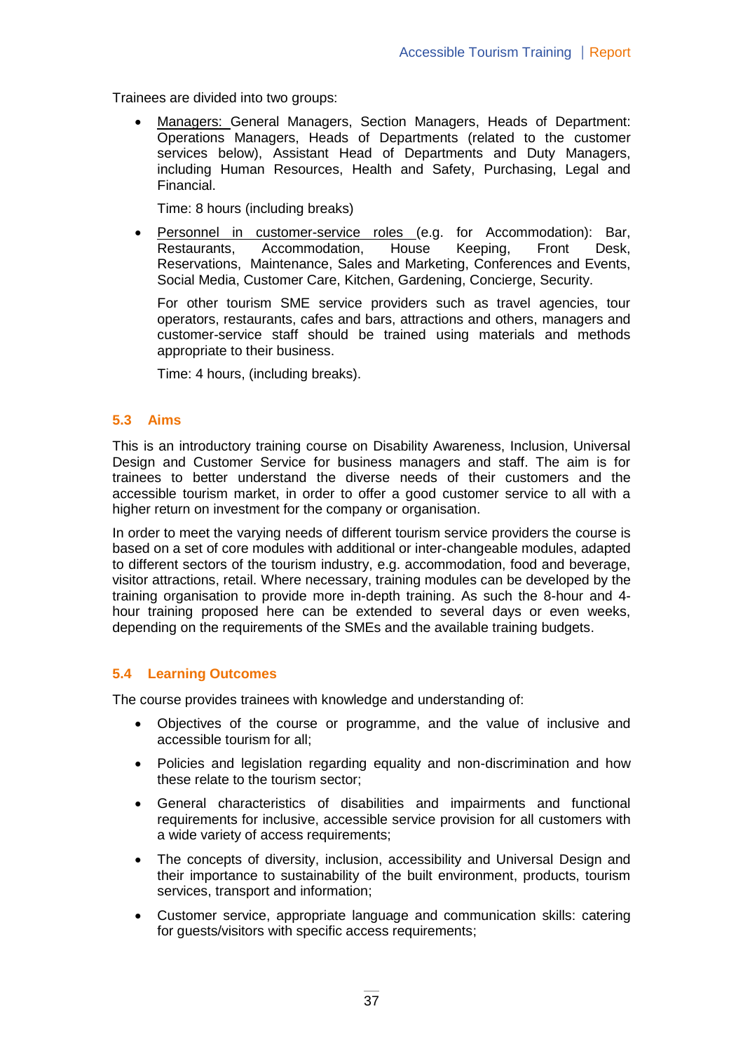Trainees are divided into two groups:

- Managers: General Managers, Section Managers, Heads of Department: Operations Managers, Heads of Departments (related to the customer services below), Assistant Head of Departments and Duty Managers, including Human Resources, Health and Safety, Purchasing, Legal and Financial.

  Time: 8 hours (including breaks)

- Personnel in customer-service roles (e.g. for Accommodation): Bar, Restaurants, Accommodation, House Keeping, Front Desk, Reservations, Maintenance, Sales and Marketing, Conferences and Events, Social Media, Customer Care, Kitchen, Gardening, Concierge, Security.

  For other tourism SME service providers such as travel agencies, tour operators, restaurants, cafes and bars, attractions and others, managers and customer-service staff should be trained using materials and methods appropriate to their business.

  Time: 4 hours, (including breaks).

## 5.3 Aims

This is an introductory training course on Disability Awareness, Inclusion, Universal Design and Customer Service for business managers and staff. The aim is for trainees to better understand the diverse needs of their customers and the accessible tourism market, in order to offer a good customer service to all with a higher return on investment for the company or organisation.

In order to meet the varying needs of different tourism service providers the course is based on a set of core modules with additional or inter-changeable modules, adapted to different sectors of the tourism industry, e.g. accommodation, food and beverage, visitor attractions, retail. Where necessary, training modules can be developed by the training organisation to provide more in-depth training. As such the 8-hour and 4-hour training proposed here can be extended to several days or even weeks, depending on the requirements of the SMEs and the available training budgets.

## 5.4 Learning Outcomes

The course provides trainees with knowledge and understanding of:

- Objectives of the course or programme, and the value of inclusive and accessible tourism for all;
- Policies and legislation regarding equality and non-discrimination and how these relate to the tourism sector;
- General characteristics of disabilities and impairments and functional requirements for inclusive, accessible service provision for all customers with a wide variety of access requirements;
- The concepts of diversity, inclusion, accessibility and Universal Design and their importance to sustainability of the built environment, products, tourism services, transport and information;
- Customer service, appropriate language and communication skills: catering for guests/visitors with specific access requirements;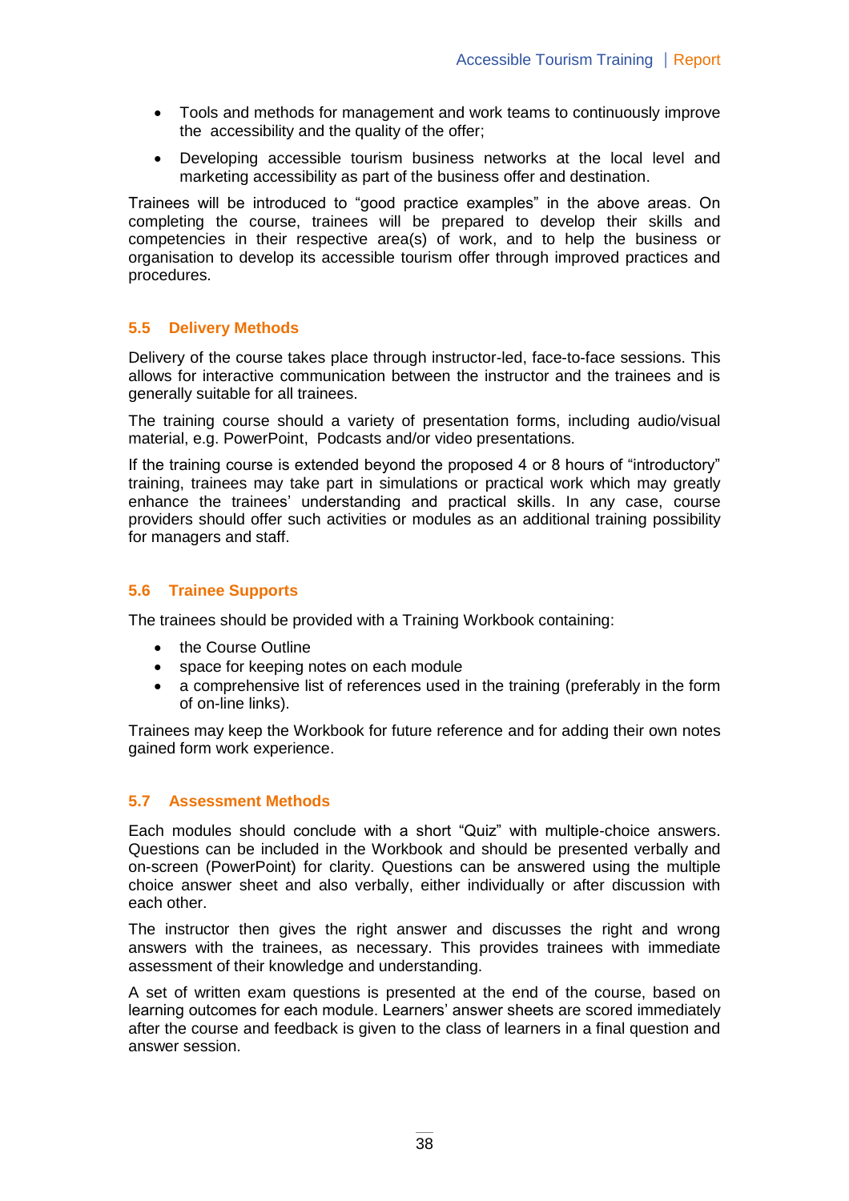- Tools and methods for management and work teams to continuously improve the accessibility and the quality of the offer;
- Developing accessible tourism business networks at the local level and marketing accessibility as part of the business offer and destination.

Trainees will be introduced to "good practice examples" in the above areas. On completing the course, trainees will be prepared to develop their skills and competencies in their respective area(s) of work, and to help the business or organisation to develop its accessible tourism offer through improved practices and procedures.

### 5.5 Delivery Methods

Delivery of the course takes place through instructor-led, face-to-face sessions. This allows for interactive communication between the instructor and the trainees and is generally suitable for all trainees.

The training course should a variety of presentation forms, including audio/visual material, e.g. PowerPoint, Podcasts and/or video presentations.

If the training course is extended beyond the proposed 4 or 8 hours of "introductory" training, trainees may take part in simulations or practical work which may greatly enhance the trainees' understanding and practical skills. In any case, course providers should offer such activities or modules as an additional training possibility for managers and staff.

### 5.6 Trainee Supports

The trainees should be provided with a Training Workbook containing:

- the Course Outline
- space for keeping notes on each module
- a comprehensive list of references used in the training (preferably in the form of on-line links).

Trainees may keep the Workbook for future reference and for adding their own notes gained form work experience.

### 5.7 Assessment Methods

Each modules should conclude with a short "Quiz" with multiple-choice answers. Questions can be included in the Workbook and should be presented verbally and on-screen (PowerPoint) for clarity. Questions can be answered using the multiple choice answer sheet and also verbally, either individually or after discussion with each other.

The instructor then gives the right answer and discusses the right and wrong answers with the trainees, as necessary. This provides trainees with immediate assessment of their knowledge and understanding.

A set of written exam questions is presented at the end of the course, based on learning outcomes for each module. Learners' answer sheets are scored immediately after the course and feedback is given to the class of learners in a final question and answer session.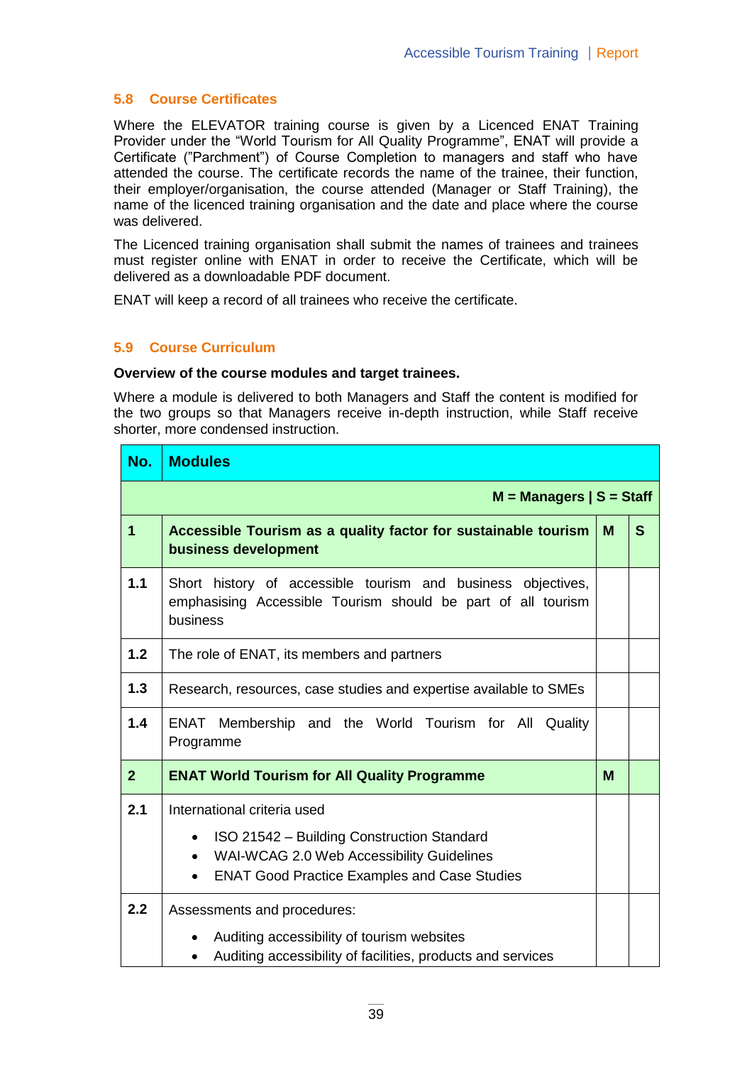### 5.8 Course Certificates

Where the ELEVATOR training course is given by a Licenced ENAT Training Provider under the "World Tourism for All Quality Programme", ENAT will provide a Certificate ("Parchment") of Course Completion to managers and staff who have attended the course. The certificate records the name of the trainee, their function, their employer/organisation, the course attended (Manager or Staff Training), the name of the licenced training organisation and the date and place where the course was delivered.

The Licenced training organisation shall submit the names of trainees and trainees must register online with ENAT in order to receive the Certificate, which will be delivered as a downloadable PDF document.

ENAT will keep a record of all trainees who receive the certificate.

### 5.9 Course Curriculum

**Overview of the course modules and target trainees.**

Where a module is delivered to both Managers and Staff the content is modified for the two groups so that Managers receive in-depth instruction, while Staff receive shorter, more condensed instruction.

| No. | Modules | | |
|---|---|---|---|
| | **M = Managers \| S = Staff** | | |
| **1** | **Accessible Tourism as a quality factor for sustainable tourism business development** | **M** | **S** |
| **1.1** | Short history of accessible tourism and business objectives, emphasising Accessible Tourism should be part of all tourism business | | |
| **1.2** | The role of ENAT, its members and partners | | |
| **1.3** | Research, resources, case studies and expertise available to SMEs | | |
| **1.4** | ENAT Membership and the World Tourism for All Quality Programme | | |
| **2** | **ENAT World Tourism for All Quality Programme** | **M** | |
| **2.1** | International criteria used<br>• ISO 21542 – Building Construction Standard<br>• WAI-WCAG 2.0 Web Accessibility Guidelines<br>• ENAT Good Practice Examples and Case Studies | | |
| **2.2** | Assessments and procedures:<br>• Auditing accessibility of tourism websites<br>• Auditing accessibility of facilities, products and services | | |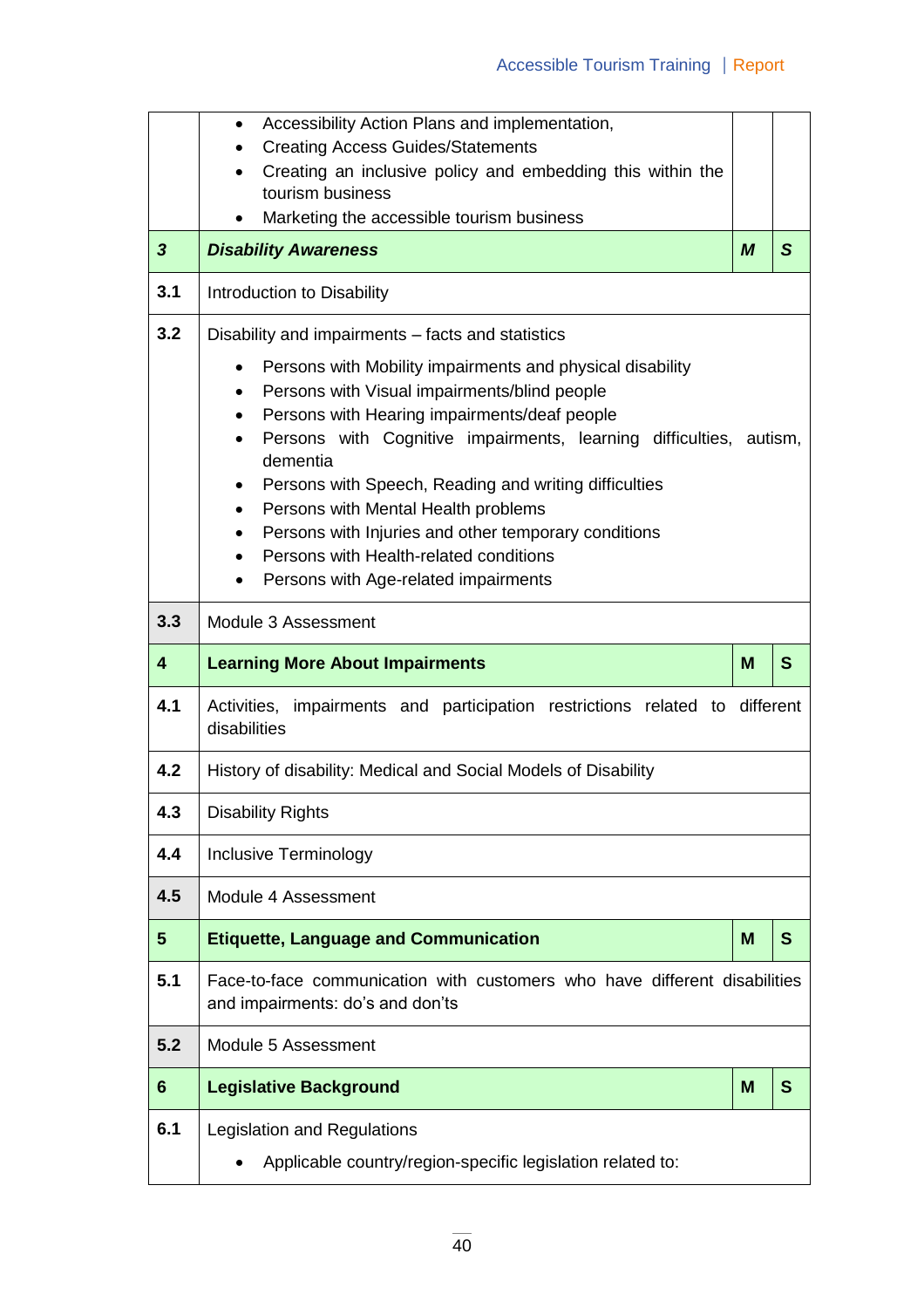| | | | |
|---|---|---|---|
| | • Accessibility Action Plans and implementation,<br>• Creating Access Guides/Statements<br>• Creating an inclusive policy and embedding this within the tourism business<br>• Marketing the accessible tourism business | | |
| ***3*** | ***Disability Awareness*** | ***M*** | ***S*** |
| **3.1** | Introduction to Disability | | |
| **3.2** | Disability and impairments – facts and statistics<br>• Persons with Mobility impairments and physical disability<br>• Persons with Visual impairments/blind people<br>• Persons with Hearing impairments/deaf people<br>• Persons with Cognitive impairments, learning difficulties, autism, dementia<br>• Persons with Speech, Reading and writing difficulties<br>• Persons with Mental Health problems<br>• Persons with Injuries and other temporary conditions<br>• Persons with Health-related conditions<br>• Persons with Age-related impairments | | |
| **3.3** | Module 3 Assessment | | |
| **4** | **Learning More About Impairments** | **M** | **S** |
| **4.1** | Activities, impairments and participation restrictions related to different disabilities | | |
| **4.2** | History of disability: Medical and Social Models of Disability | | |
| **4.3** | Disability Rights | | |
| **4.4** | Inclusive Terminology | | |
| **4.5** | Module 4 Assessment | | |
| **5** | **Etiquette, Language and Communication** | **M** | **S** |
| **5.1** | Face-to-face communication with customers who have different disabilities and impairments: do's and don'ts | | |
| **5.2** | Module 5 Assessment | | |
| **6** | **Legislative Background** | **M** | **S** |
| **6.1** | Legislation and Regulations<br>• Applicable country/region-specific legislation related to: | | |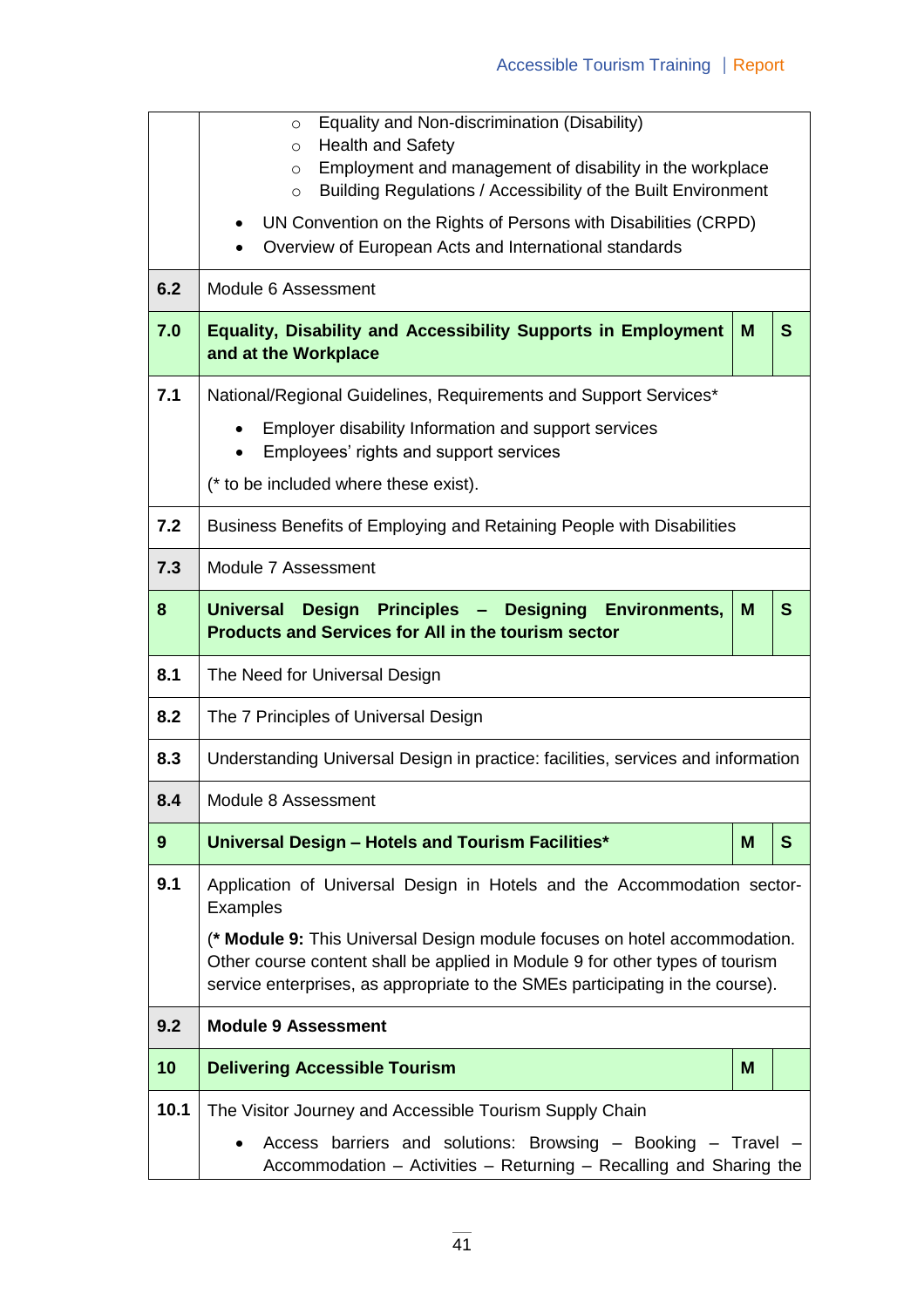| | | | |
|---|---|---|---|
| | ◦ Equality and Non-discrimination (Disability)<br>◦ Health and Safety<br>◦ Employment and management of disability in the workplace<br>◦ Building Regulations / Accessibility of the Built Environment<br>• UN Convention on the Rights of Persons with Disabilities (CRPD)<br>• Overview of European Acts and International standards | | |
| **6.2** | Module 6 Assessment | | |
| **7.0** | **Equality, Disability and Accessibility Supports in Employment and at the Workplace** | **M** | **S** |
| **7.1** | National/Regional Guidelines, Requirements and Support Services*<br>• Employer disability Information and support services<br>• Employees' rights and support services<br>(* to be included where these exist). | | |
| **7.2** | Business Benefits of Employing and Retaining People with Disabilities | | |
| **7.3** | Module 7 Assessment | | |
| **8** | **Universal Design Principles – Designing Environments, Products and Services for All in the tourism sector** | **M** | **S** |
| **8.1** | The Need for Universal Design | | |
| **8.2** | The 7 Principles of Universal Design | | |
| **8.3** | Understanding Universal Design in practice: facilities, services and information | | |
| **8.4** | Module 8 Assessment | | |
| **9** | **Universal Design – Hotels and Tourism Facilities*** | **M** | **S** |
| **9.1** | Application of Universal Design in Hotels and the Accommodation sector-Examples<br>(**\* Module 9:** This Universal Design module focuses on hotel accommodation. Other course content shall be applied in Module 9 for other types of tourism service enterprises, as appropriate to the SMEs participating in the course). | | |
| **9.2** | **Module 9 Assessment** | | |
| **10** | **Delivering Accessible Tourism** | **M** | |
| **10.1** | The Visitor Journey and Accessible Tourism Supply Chain<br>• Access barriers and solutions: Browsing – Booking – Travel – Accommodation – Activities – Returning – Recalling and Sharing the | | |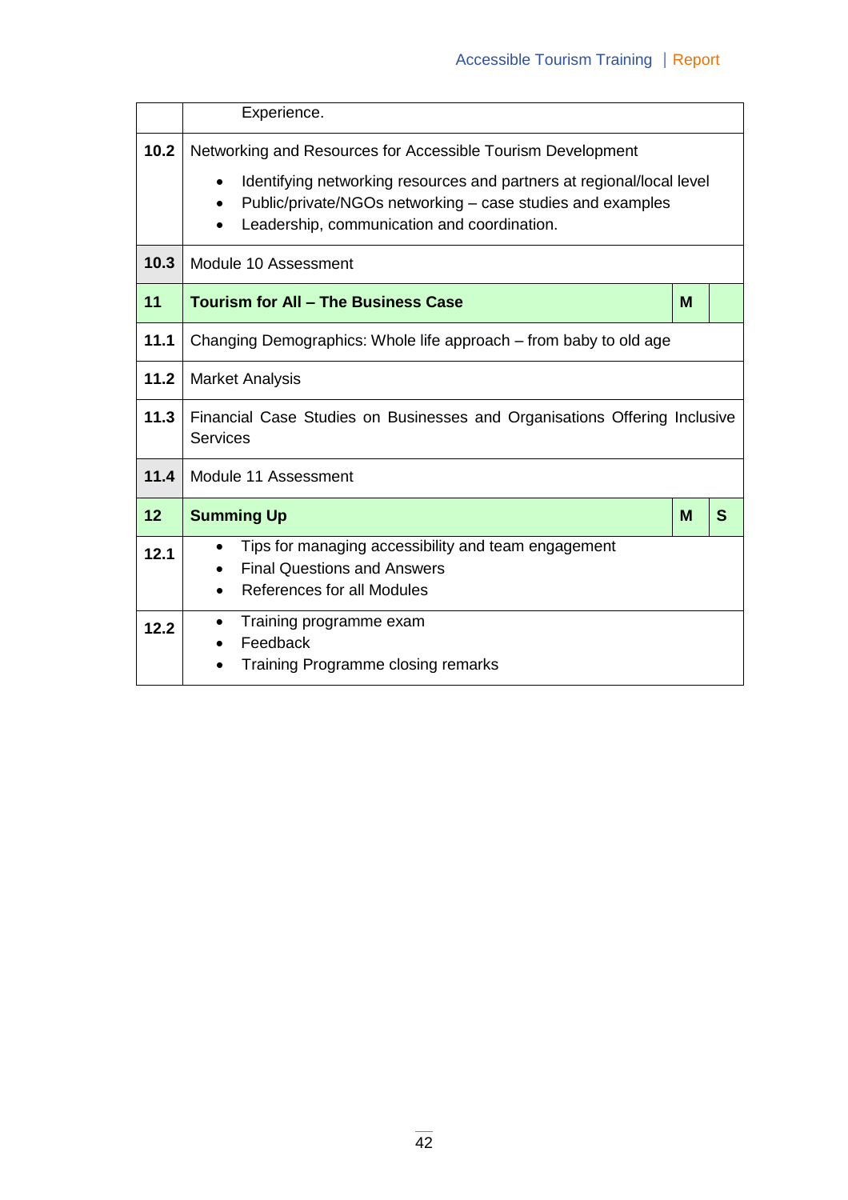| | | | |
|---|---|---|---|
| | Experience. | | |
| **10.2** | Networking and Resources for Accessible Tourism Development<br>• Identifying networking resources and partners at regional/local level<br>• Public/private/NGOs networking – case studies and examples<br>• Leadership, communication and coordination. | | |
| **10.3** | Module 10 Assessment | | |
| **11** | **Tourism for All – The Business Case** | **M** | |
| **11.1** | Changing Demographics: Whole life approach – from baby to old age | | |
| **11.2** | Market Analysis | | |
| **11.3** | Financial Case Studies on Businesses and Organisations Offering Inclusive Services | | |
| **11.4** | Module 11 Assessment | | |
| **12** | **Summing Up** | **M** | **S** |
| **12.1** | • Tips for managing accessibility and team engagement<br>• Final Questions and Answers<br>• References for all Modules | | |
| **12.2** | • Training programme exam<br>• Feedback<br>• Training Programme closing remarks | | |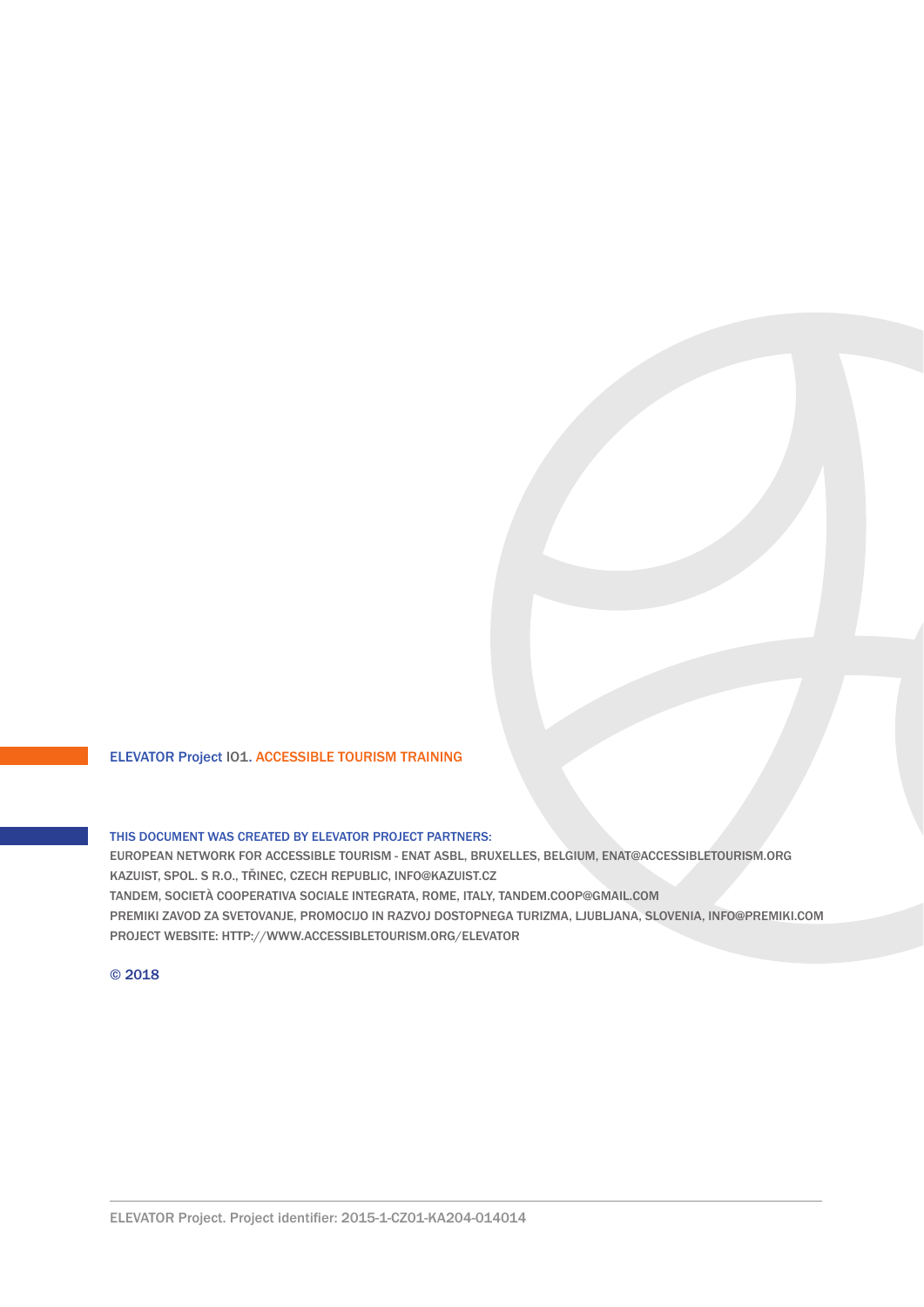ELEVATOR Project IO1. ACCESSIBLE TOURISM TRAINING

THIS DOCUMENT WAS CREATED BY ELEVATOR PROJECT PARTNERS:

EUROPEAN NETWORK FOR ACCESSIBLE TOURISM - ENAT ASBL, BRUXELLES, BELGIUM, ENAT@ACCESSIBLETOURISM.ORG

KAZUIST, SPOL. S R.O., TŘINEC, CZECH REPUBLIC, INFO@KAZUIST.CZ

TANDEM, SOCIETÀ COOPERATIVA SOCIALE INTEGRATA, ROME, ITALY, TANDEM.COOP@GMAIL.COM

PREMIKI ZAVOD ZA SVETOVANJE, PROMOCIJO IN RAZVOJ DOSTOPNEGA TURIZMA, LJUBLJANA, SLOVENIA, INFO@PREMIKI.COM

PROJECT WEBSITE: HTTP://WWW.ACCESSIBLETOURISM.ORG/ELEVATOR

© 2018

ELEVATOR Project. Project identifier: 2015-1-CZ01-KA204-014014